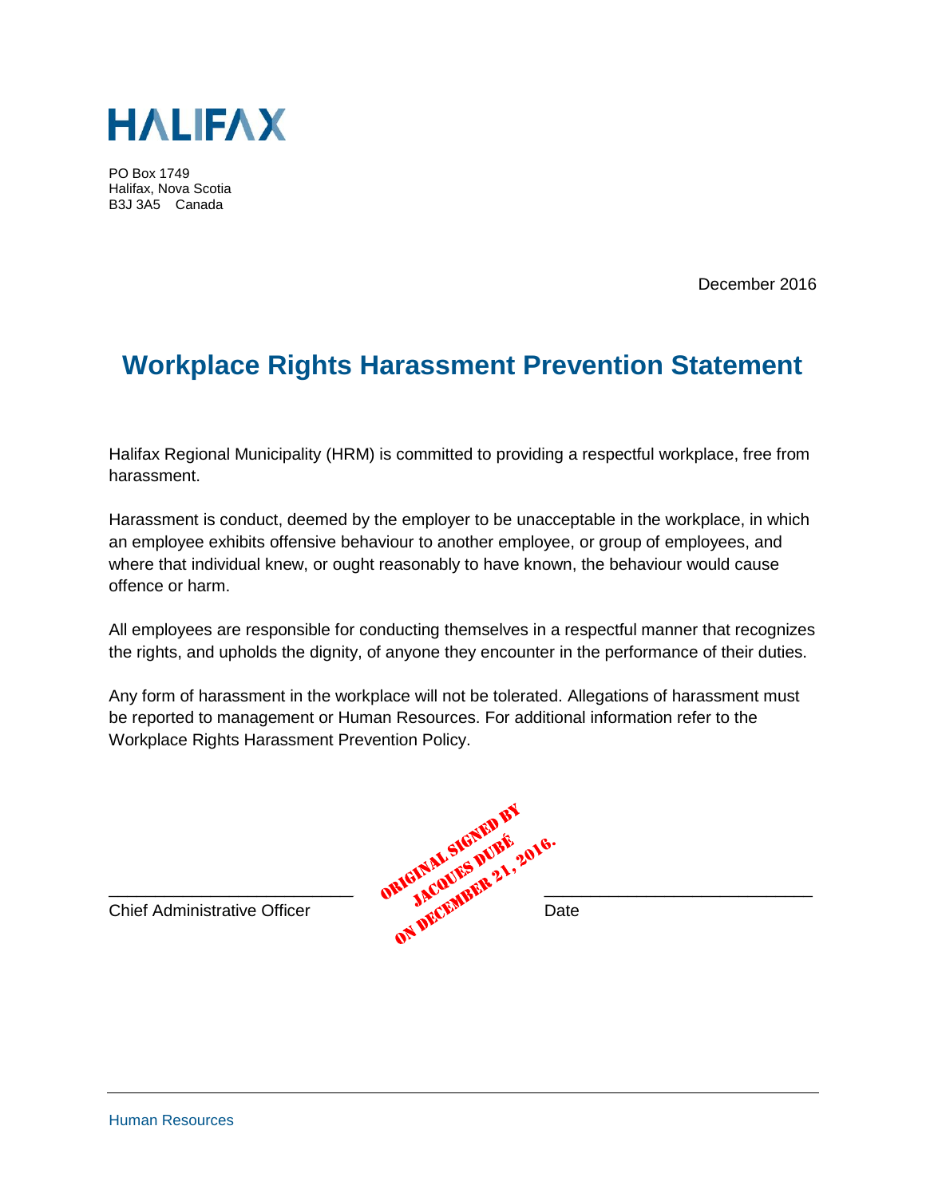HALIFAX

PO Box 1749
Halifax, Nova Scotia
B3J 3A5 Canada

December 2016

# Workplace Rights Harassment Prevention Statement

Halifax Regional Municipality (HRM) is committed to providing a respectful workplace, free from harassment.

Harassment is conduct, deemed by the employer to be unacceptable in the workplace, in which an employee exhibits offensive behaviour to another employee, or group of employees, and where that individual knew, or ought reasonably to have known, the behaviour would cause offence or harm.

All employees are responsible for conducting themselves in a respectful manner that recognizes the rights, and upholds the dignity, of anyone they encounter in the performance of their duties.

Any form of harassment in the workplace will not be tolerated. Allegations of harassment must be reported to management or Human Resources. For additional information refer to the Workplace Rights Harassment Prevention Policy.

ORIGINAL SIGNED BY JACQUES DUBÉ ON DECEMBER 21, 2016.

\_\_\_\_\_\_\_\_\_\_\_\_\_\_\_\_\_\_\_\_\_\_\_\_\_\_ \_\_\_\_\_\_\_\_\_\_\_\_\_\_\_\_\_\_\_\_\_\_\_\_\_\_

Chief Administrative Officer Date

Human Resources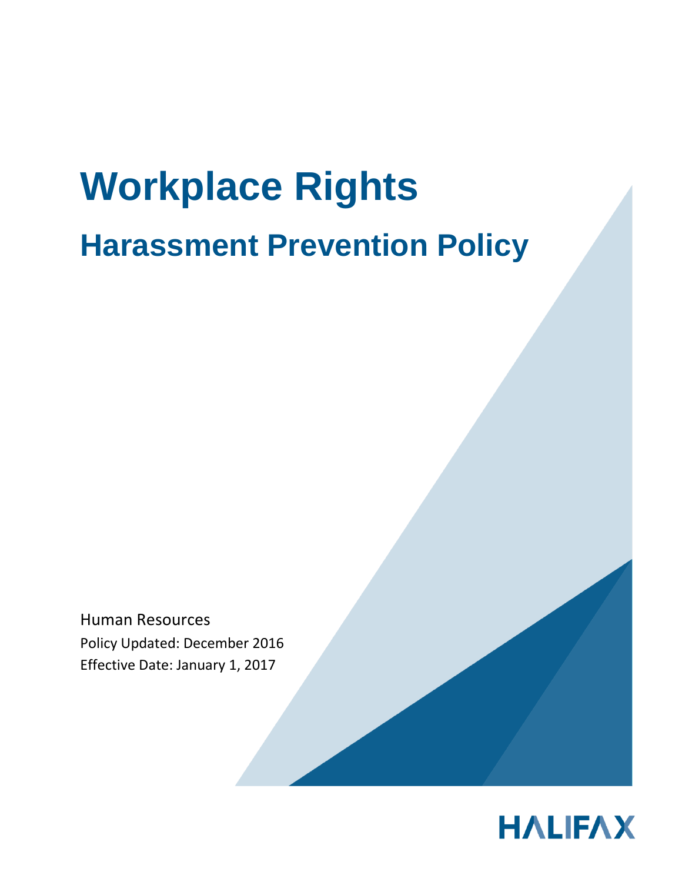# Workplace Rights

## Harassment Prevention Policy

Human Resources

Policy Updated: December 2016

Effective Date: January 1, 2017

HALIFAX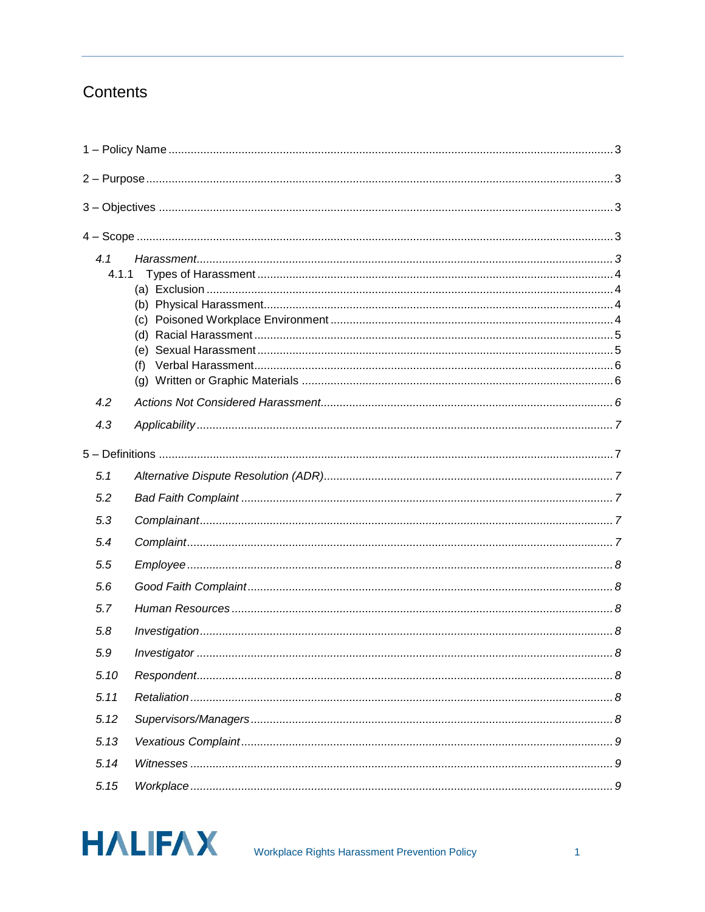# Contents

1 – Policy Name ........................................................................................................ 3

2 – Purpose ............................................................................................................ 3

3 – Objectives ........................................................................................................ 3

4 – Scope ................................................................................................................ 3

- *4.1 Harassment* .................................................................................................. *3*
  - 4.1.1 Types of Harassment ................................................................................ 4
    - (a) Exclusion ................................................................................................ 4
    - (b) Physical Harassment ................................................................................ 4
    - (c) Poisoned Workplace Environment ............................................................ 4
    - (d) Racial Harassment ................................................................................... 5
    - (e) Sexual Harassment .................................................................................. 5
    - (f) Verbal Harassment ................................................................................... 6
    - (g) Written or Graphic Materials .................................................................... 6
- *4.2 Actions Not Considered Harassment* ............................................................ *6*
- *4.3 Applicability* ................................................................................................. *7*

5 – Definitions ........................................................................................................ 7

- *5.1 Alternative Dispute Resolution (ADR)* ........................................................... *7*
- *5.2 Bad Faith Complaint* .................................................................................... *7*
- *5.3 Complainant* ................................................................................................ *7*
- *5.4 Complaint* .................................................................................................... *7*
- *5.5 Employee* .................................................................................................... *8*
- *5.6 Good Faith Complaint* .................................................................................. *8*
- *5.7 Human Resources* ........................................................................................ *8*
- *5.8 Investigation* ................................................................................................ *8*
- *5.9 Investigator* .................................................................................................. *8*
- *5.10 Respondent* ................................................................................................ *8*
- *5.11 Retaliation* .................................................................................................. *8*
- *5.12 Supervisors/Managers* ................................................................................ *8*
- *5.13 Vexatious Complaint* ................................................................................... *9*
- *5.14 Witnesses* .................................................................................................. *9*
- *5.15 Workplace* .................................................................................................. *9*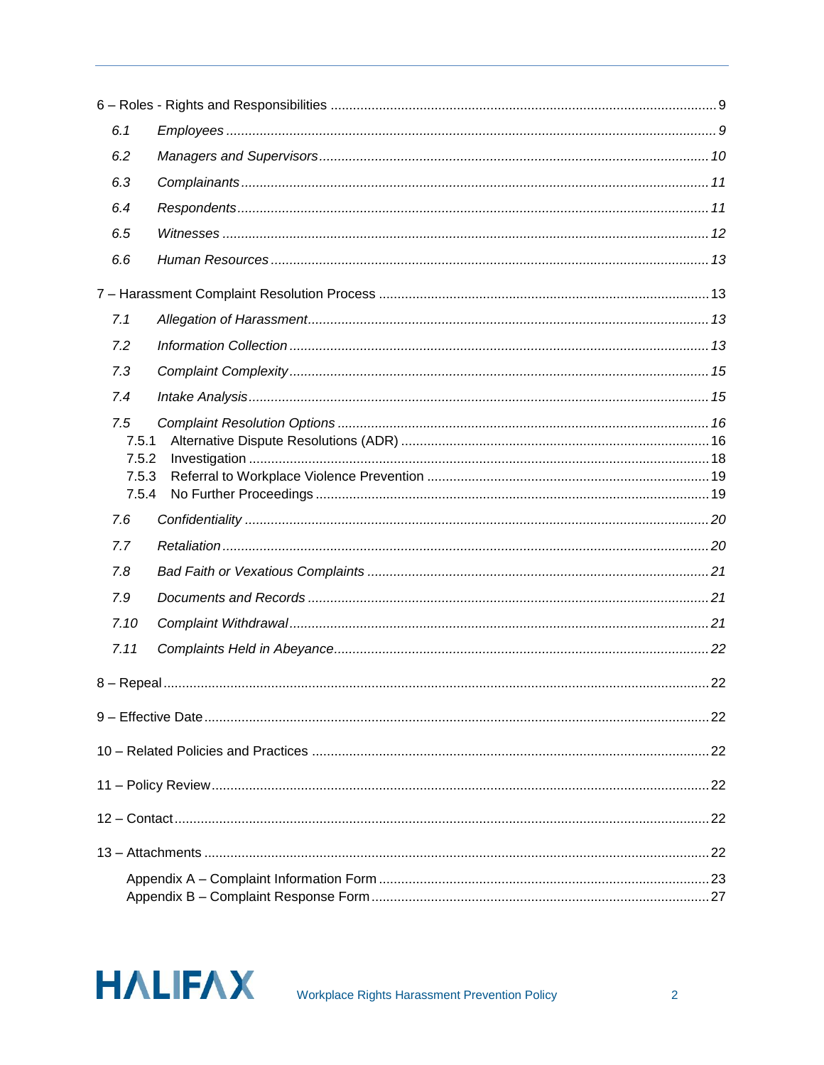6 – Roles - Rights and Responsibilities ..... 9

- *6.1 Employees ..... 9*
- *6.2 Managers and Supervisors ..... 10*
- *6.3 Complainants ..... 11*
- *6.4 Respondents ..... 11*
- *6.5 Witnesses ..... 12*
- *6.6 Human Resources ..... 13*

7 – Harassment Complaint Resolution Process ..... 13

- *7.1 Allegation of Harassment ..... 13*
- *7.2 Information Collection ..... 13*
- *7.3 Complaint Complexity ..... 15*
- *7.4 Intake Analysis ..... 15*
- *7.5 Complaint Resolution Options ..... 16*
  - 7.5.1 Alternative Dispute Resolutions (ADR) ..... 16
  - 7.5.2 Investigation ..... 18
  - 7.5.3 Referral to Workplace Violence Prevention ..... 19
  - 7.5.4 No Further Proceedings ..... 19
- *7.6 Confidentiality ..... 20*
- *7.7 Retaliation ..... 20*
- *7.8 Bad Faith or Vexatious Complaints ..... 21*
- *7.9 Documents and Records ..... 21*
- *7.10 Complaint Withdrawal ..... 21*
- *7.11 Complaints Held in Abeyance ..... 22*

8 – Repeal ..... 22

9 – Effective Date ..... 22

10 – Related Policies and Practices ..... 22

11 – Policy Review ..... 22

12 – Contact ..... 22

13 – Attachments ..... 22

- Appendix A – Complaint Information Form ..... 23
- Appendix B – Complaint Response Form ..... 27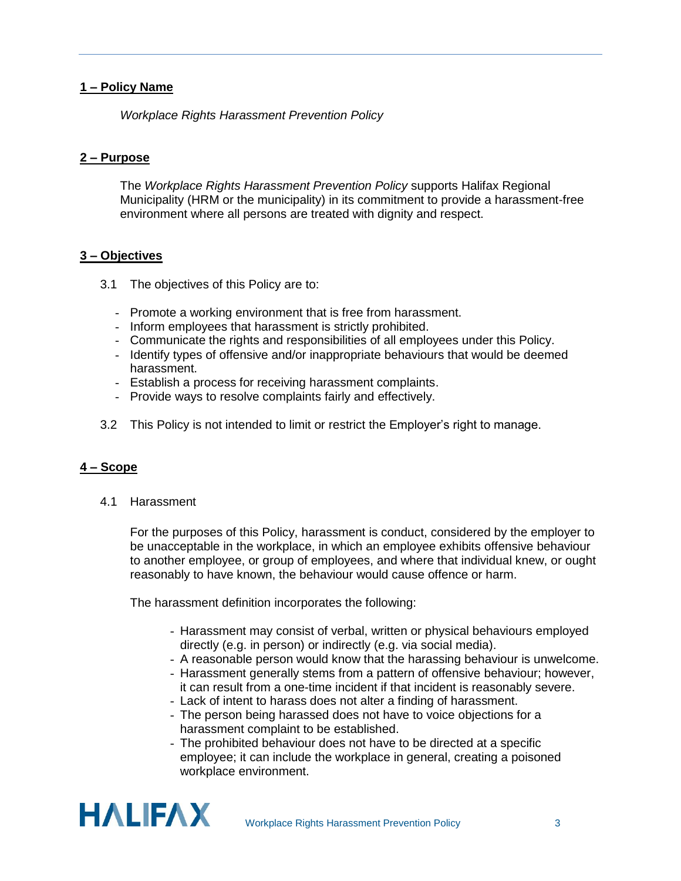## 1 – Policy Name

*Workplace Rights Harassment Prevention Policy*

## 2 – Purpose

The *Workplace Rights Harassment Prevention Policy* supports Halifax Regional Municipality (HRM or the municipality) in its commitment to provide a harassment-free environment where all persons are treated with dignity and respect.

## 3 – Objectives

3.1 The objectives of this Policy are to:

- Promote a working environment that is free from harassment.
- Inform employees that harassment is strictly prohibited.
- Communicate the rights and responsibilities of all employees under this Policy.
- Identify types of offensive and/or inappropriate behaviours that would be deemed harassment.
- Establish a process for receiving harassment complaints.
- Provide ways to resolve complaints fairly and effectively.

3.2 This Policy is not intended to limit or restrict the Employer's right to manage.

## 4 – Scope

4.1 Harassment

For the purposes of this Policy, harassment is conduct, considered by the employer to be unacceptable in the workplace, in which an employee exhibits offensive behaviour to another employee, or group of employees, and where that individual knew, or ought reasonably to have known, the behaviour would cause offence or harm.

The harassment definition incorporates the following:

- Harassment may consist of verbal, written or physical behaviours employed directly (e.g. in person) or indirectly (e.g. via social media).
- A reasonable person would know that the harassing behaviour is unwelcome.
- Harassment generally stems from a pattern of offensive behaviour; however, it can result from a one-time incident if that incident is reasonably severe.
- Lack of intent to harass does not alter a finding of harassment.
- The person being harassed does not have to voice objections for a harassment complaint to be established.
- The prohibited behaviour does not have to be directed at a specific employee; it can include the workplace in general, creating a poisoned workplace environment.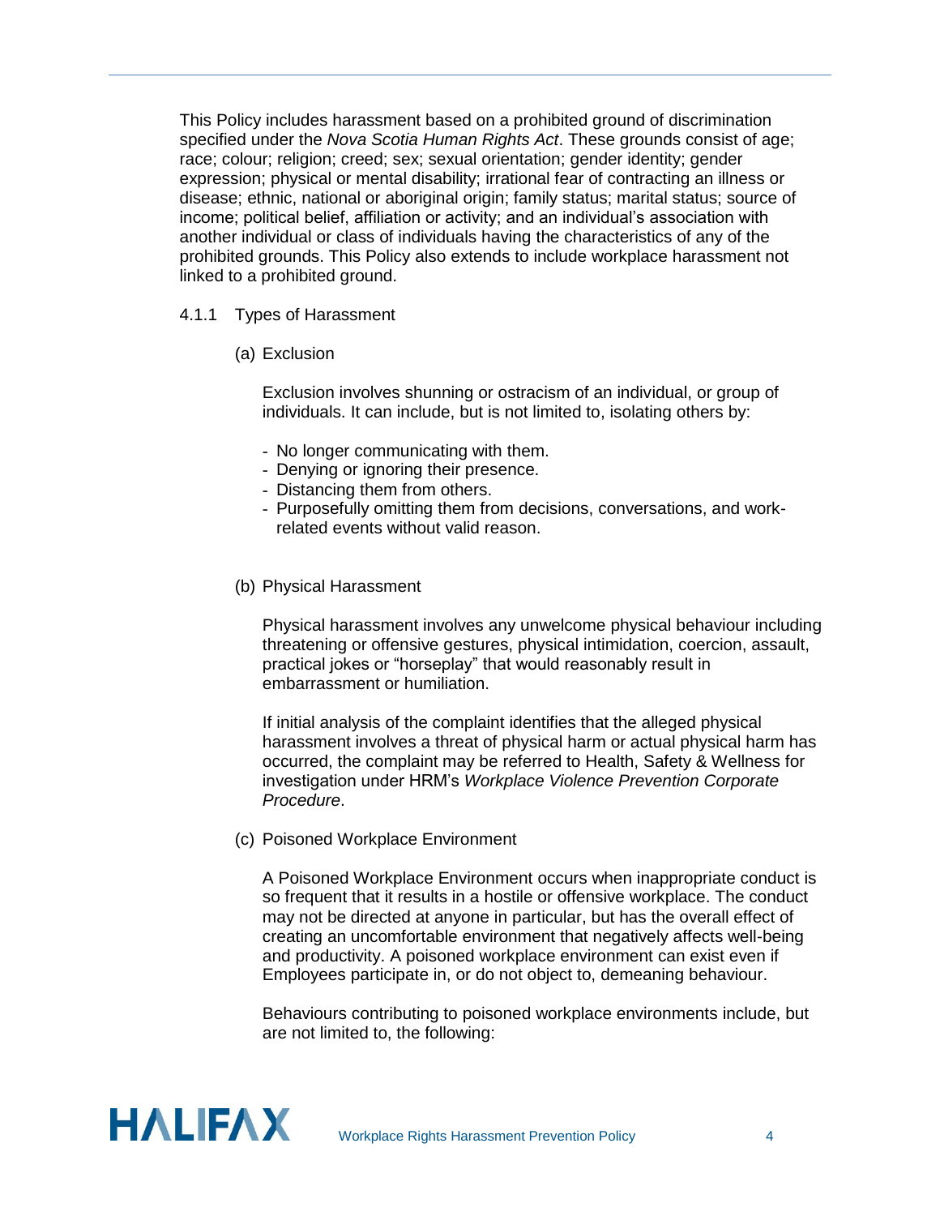This Policy includes harassment based on a prohibited ground of discrimination specified under the *Nova Scotia Human Rights Act*. These grounds consist of age; race; colour; religion; creed; sex; sexual orientation; gender identity; gender expression; physical or mental disability; irrational fear of contracting an illness or disease; ethnic, national or aboriginal origin; family status; marital status; source of income; political belief, affiliation or activity; and an individual's association with another individual or class of individuals having the characteristics of any of the prohibited grounds. This Policy also extends to include workplace harassment not linked to a prohibited ground.

#### 4.1.1 Types of Harassment

##### (a) Exclusion

Exclusion involves shunning or ostracism of an individual, or group of individuals. It can include, but is not limited to, isolating others by:

- No longer communicating with them.
- Denying or ignoring their presence.
- Distancing them from others.
- Purposefully omitting them from decisions, conversations, and work-related events without valid reason.

##### (b) Physical Harassment

Physical harassment involves any unwelcome physical behaviour including threatening or offensive gestures, physical intimidation, coercion, assault, practical jokes or "horseplay" that would reasonably result in embarrassment or humiliation.

If initial analysis of the complaint identifies that the alleged physical harassment involves a threat of physical harm or actual physical harm has occurred, the complaint may be referred to Health, Safety & Wellness for investigation under HRM's *Workplace Violence Prevention Corporate Procedure*.

##### (c) Poisoned Workplace Environment

A Poisoned Workplace Environment occurs when inappropriate conduct is so frequent that it results in a hostile or offensive workplace. The conduct may not be directed at anyone in particular, but has the overall effect of creating an uncomfortable environment that negatively affects well-being and productivity. A poisoned workplace environment can exist even if Employees participate in, or do not object to, demeaning behaviour.

Behaviours contributing to poisoned workplace environments include, but are not limited to, the following: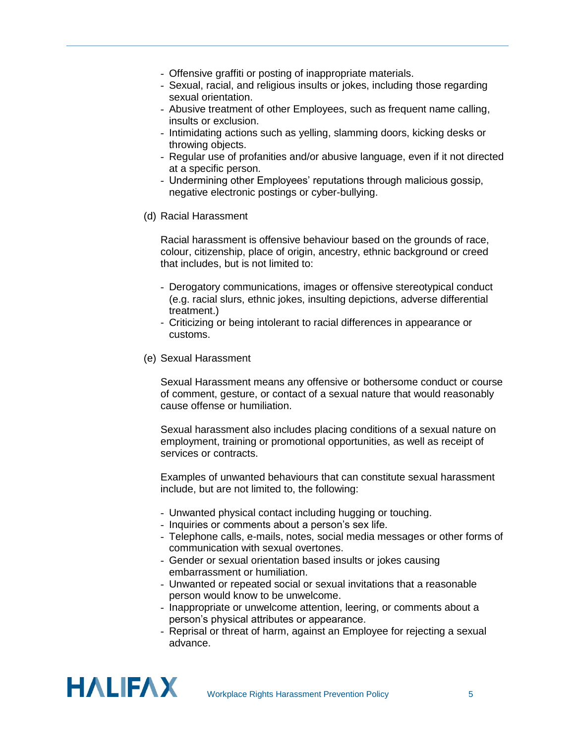- Offensive graffiti or posting of inappropriate materials.
- Sexual, racial, and religious insults or jokes, including those regarding sexual orientation.
- Abusive treatment of other Employees, such as frequent name calling, insults or exclusion.
- Intimidating actions such as yelling, slamming doors, kicking desks or throwing objects.
- Regular use of profanities and/or abusive language, even if it not directed at a specific person.
- Undermining other Employees' reputations through malicious gossip, negative electronic postings or cyber-bullying.

(d) Racial Harassment

Racial harassment is offensive behaviour based on the grounds of race, colour, citizenship, place of origin, ancestry, ethnic background or creed that includes, but is not limited to:

- Derogatory communications, images or offensive stereotypical conduct (e.g. racial slurs, ethnic jokes, insulting depictions, adverse differential treatment.)
- Criticizing or being intolerant to racial differences in appearance or customs.

(e) Sexual Harassment

Sexual Harassment means any offensive or bothersome conduct or course of comment, gesture, or contact of a sexual nature that would reasonably cause offense or humiliation.

Sexual harassment also includes placing conditions of a sexual nature on employment, training or promotional opportunities, as well as receipt of services or contracts.

Examples of unwanted behaviours that can constitute sexual harassment include, but are not limited to, the following:

- Unwanted physical contact including hugging or touching.
- Inquiries or comments about a person's sex life.
- Telephone calls, e-mails, notes, social media messages or other forms of communication with sexual overtones.
- Gender or sexual orientation based insults or jokes causing embarrassment or humiliation.
- Unwanted or repeated social or sexual invitations that a reasonable person would know to be unwelcome.
- Inappropriate or unwelcome attention, leering, or comments about a person's physical attributes or appearance.
- Reprisal or threat of harm, against an Employee for rejecting a sexual advance.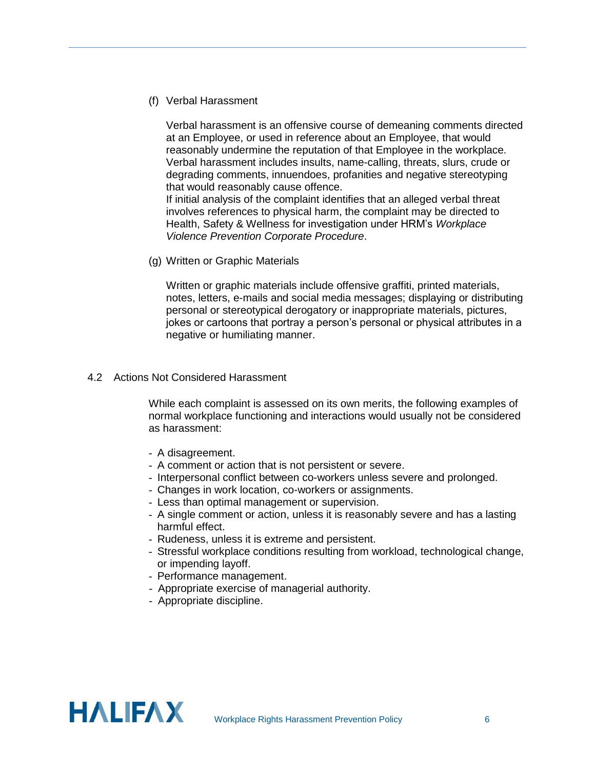(f) Verbal Harassment

Verbal harassment is an offensive course of demeaning comments directed at an Employee, or used in reference about an Employee, that would reasonably undermine the reputation of that Employee in the workplace. Verbal harassment includes insults, name-calling, threats, slurs, crude or degrading comments, innuendoes, profanities and negative stereotyping that would reasonably cause offence.
If initial analysis of the complaint identifies that an alleged verbal threat involves references to physical harm, the complaint may be directed to Health, Safety & Wellness for investigation under HRM's *Workplace Violence Prevention Corporate Procedure*.

(g) Written or Graphic Materials

Written or graphic materials include offensive graffiti, printed materials, notes, letters, e-mails and social media messages; displaying or distributing personal or stereotypical derogatory or inappropriate materials, pictures, jokes or cartoons that portray a person's personal or physical attributes in a negative or humiliating manner.

## 4.2 Actions Not Considered Harassment

While each complaint is assessed on its own merits, the following examples of normal workplace functioning and interactions would usually not be considered as harassment:

- A disagreement.
- A comment or action that is not persistent or severe.
- Interpersonal conflict between co-workers unless severe and prolonged.
- Changes in work location, co-workers or assignments.
- Less than optimal management or supervision.
- A single comment or action, unless it is reasonably severe and has a lasting harmful effect.
- Rudeness, unless it is extreme and persistent.
- Stressful workplace conditions resulting from workload, technological change, or impending layoff.
- Performance management.
- Appropriate exercise of managerial authority.
- Appropriate discipline.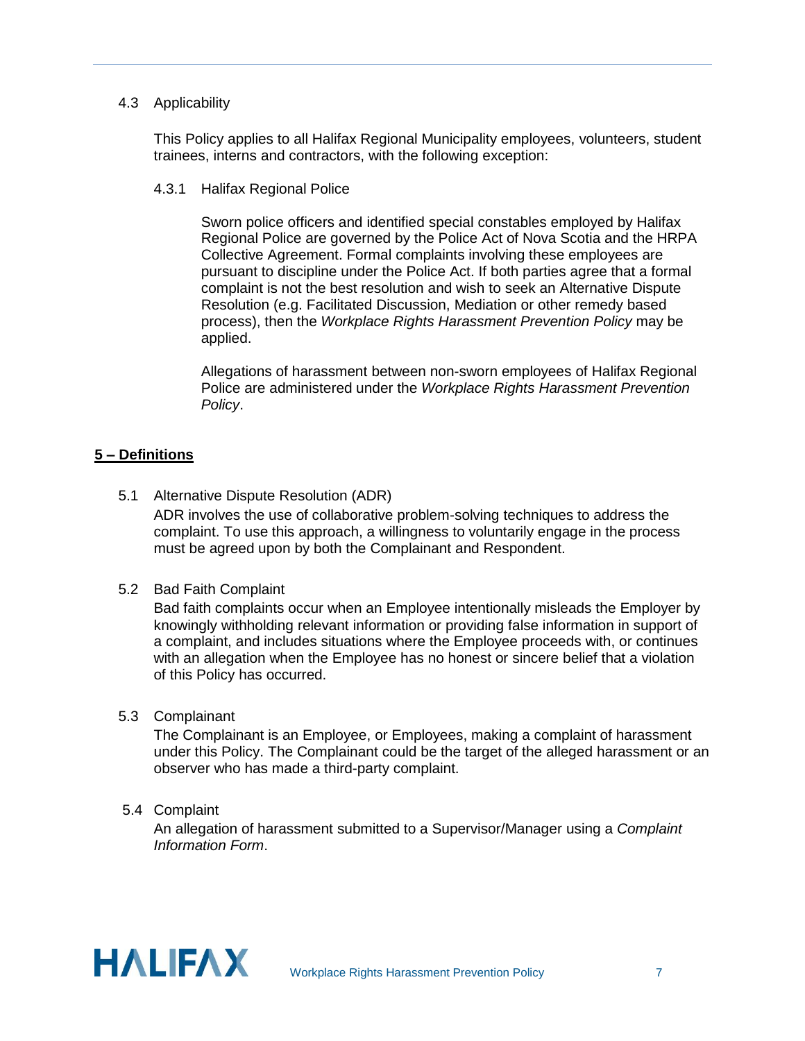### 4.3 Applicability

This Policy applies to all Halifax Regional Municipality employees, volunteers, student trainees, interns and contractors, with the following exception:

#### 4.3.1 Halifax Regional Police

Sworn police officers and identified special constables employed by Halifax Regional Police are governed by the Police Act of Nova Scotia and the HRPA Collective Agreement. Formal complaints involving these employees are pursuant to discipline under the Police Act. If both parties agree that a formal complaint is not the best resolution and wish to seek an Alternative Dispute Resolution (e.g. Facilitated Discussion, Mediation or other remedy based process), then the *Workplace Rights Harassment Prevention Policy* may be applied.

Allegations of harassment between non-sworn employees of Halifax Regional Police are administered under the *Workplace Rights Harassment Prevention Policy*.

## 5 – Definitions

### 5.1 Alternative Dispute Resolution (ADR)

ADR involves the use of collaborative problem-solving techniques to address the complaint. To use this approach, a willingness to voluntarily engage in the process must be agreed upon by both the Complainant and Respondent.

### 5.2 Bad Faith Complaint

Bad faith complaints occur when an Employee intentionally misleads the Employer by knowingly withholding relevant information or providing false information in support of a complaint, and includes situations where the Employee proceeds with, or continues with an allegation when the Employee has no honest or sincere belief that a violation of this Policy has occurred.

### 5.3 Complainant

The Complainant is an Employee, or Employees, making a complaint of harassment under this Policy. The Complainant could be the target of the alleged harassment or an observer who has made a third-party complaint.

### 5.4 Complaint

An allegation of harassment submitted to a Supervisor/Manager using a *Complaint Information Form*.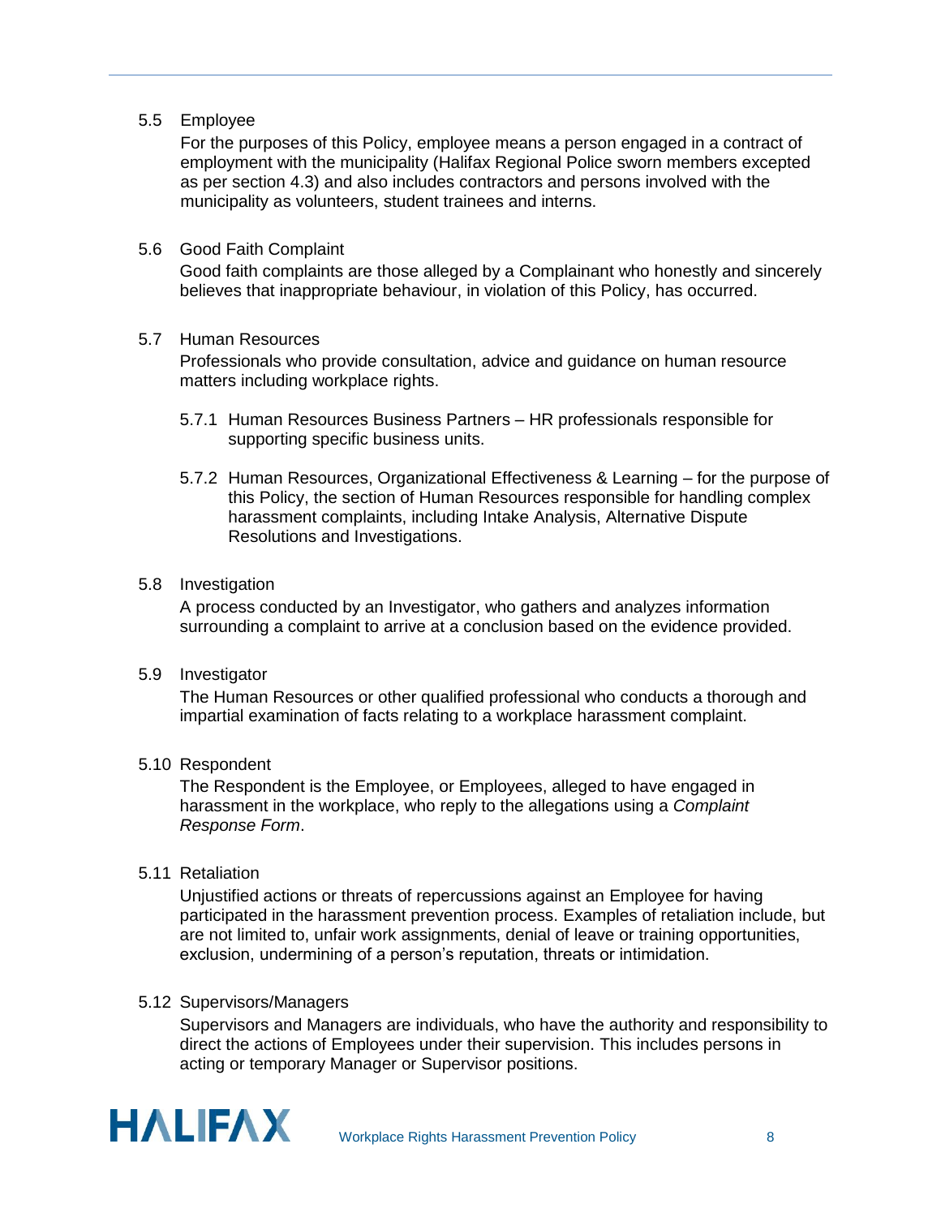### 5.5 Employee

For the purposes of this Policy, employee means a person engaged in a contract of employment with the municipality (Halifax Regional Police sworn members excepted as per section 4.3) and also includes contractors and persons involved with the municipality as volunteers, student trainees and interns.

### 5.6 Good Faith Complaint

Good faith complaints are those alleged by a Complainant who honestly and sincerely believes that inappropriate behaviour, in violation of this Policy, has occurred.

### 5.7 Human Resources

Professionals who provide consultation, advice and guidance on human resource matters including workplace rights.

5.7.1 Human Resources Business Partners – HR professionals responsible for supporting specific business units.

5.7.2 Human Resources, Organizational Effectiveness & Learning – for the purpose of this Policy, the section of Human Resources responsible for handling complex harassment complaints, including Intake Analysis, Alternative Dispute Resolutions and Investigations.

### 5.8 Investigation

A process conducted by an Investigator, who gathers and analyzes information surrounding a complaint to arrive at a conclusion based on the evidence provided.

### 5.9 Investigator

The Human Resources or other qualified professional who conducts a thorough and impartial examination of facts relating to a workplace harassment complaint.

### 5.10 Respondent

The Respondent is the Employee, or Employees, alleged to have engaged in harassment in the workplace, who reply to the allegations using a *Complaint Response Form*.

### 5.11 Retaliation

Unjustified actions or threats of repercussions against an Employee for having participated in the harassment prevention process. Examples of retaliation include, but are not limited to, unfair work assignments, denial of leave or training opportunities, exclusion, undermining of a person's reputation, threats or intimidation.

### 5.12 Supervisors/Managers

Supervisors and Managers are individuals, who have the authority and responsibility to direct the actions of Employees under their supervision. This includes persons in acting or temporary Manager or Supervisor positions.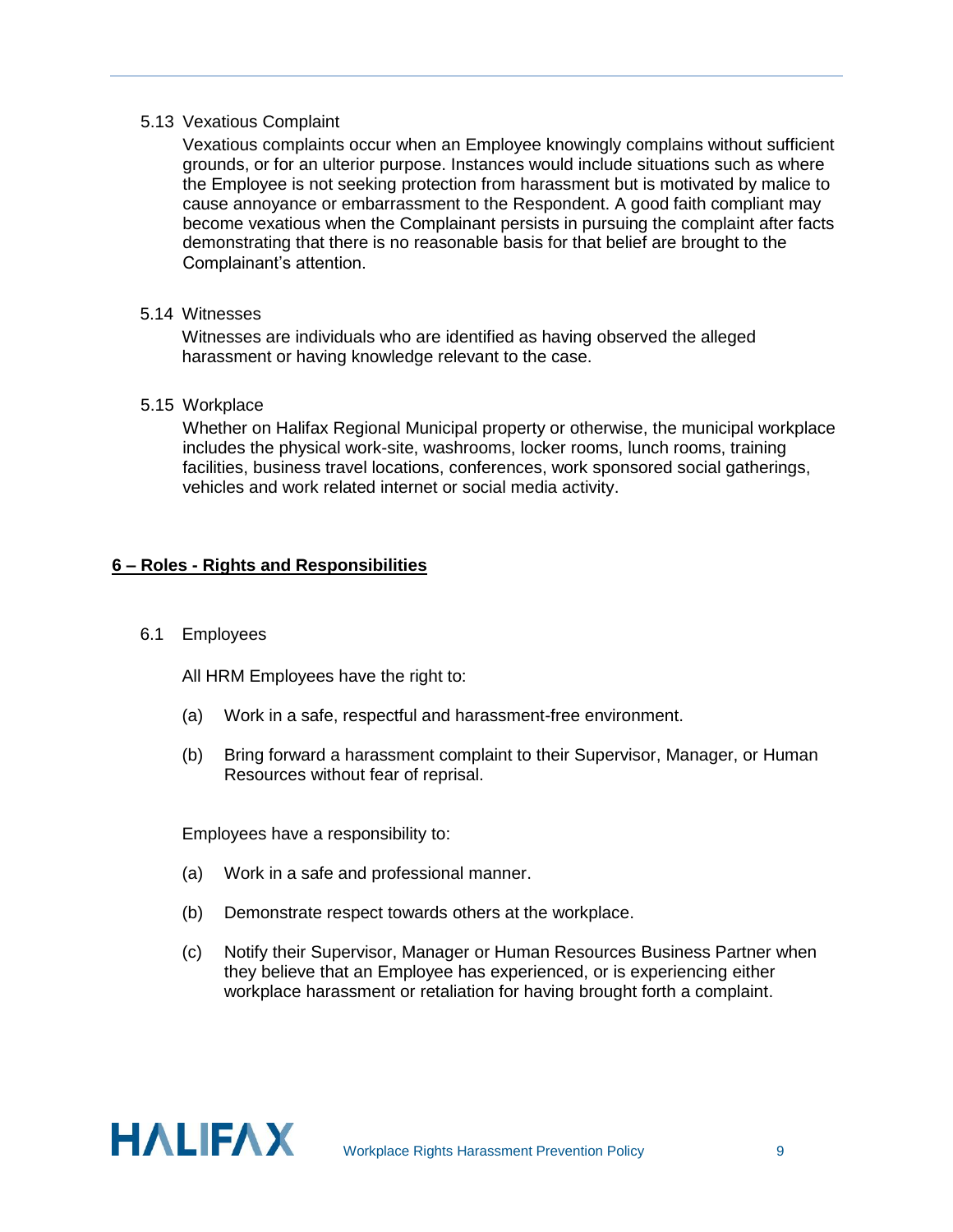5.13 Vexatious Complaint

Vexatious complaints occur when an Employee knowingly complains without sufficient grounds, or for an ulterior purpose. Instances would include situations such as where the Employee is not seeking protection from harassment but is motivated by malice to cause annoyance or embarrassment to the Respondent. A good faith compliant may become vexatious when the Complainant persists in pursuing the complaint after facts demonstrating that there is no reasonable basis for that belief are brought to the Complainant's attention.

5.14 Witnesses

Witnesses are individuals who are identified as having observed the alleged harassment or having knowledge relevant to the case.

5.15 Workplace

Whether on Halifax Regional Municipal property or otherwise, the municipal workplace includes the physical work-site, washrooms, locker rooms, lunch rooms, training facilities, business travel locations, conferences, work sponsored social gatherings, vehicles and work related internet or social media activity.

## **6 – Roles - Rights and Responsibilities**

6.1 Employees

All HRM Employees have the right to:

(a) Work in a safe, respectful and harassment-free environment.

(b) Bring forward a harassment complaint to their Supervisor, Manager, or Human Resources without fear of reprisal.

Employees have a responsibility to:

(a) Work in a safe and professional manner.

(b) Demonstrate respect towards others at the workplace.

(c) Notify their Supervisor, Manager or Human Resources Business Partner when they believe that an Employee has experienced, or is experiencing either workplace harassment or retaliation for having brought forth a complaint.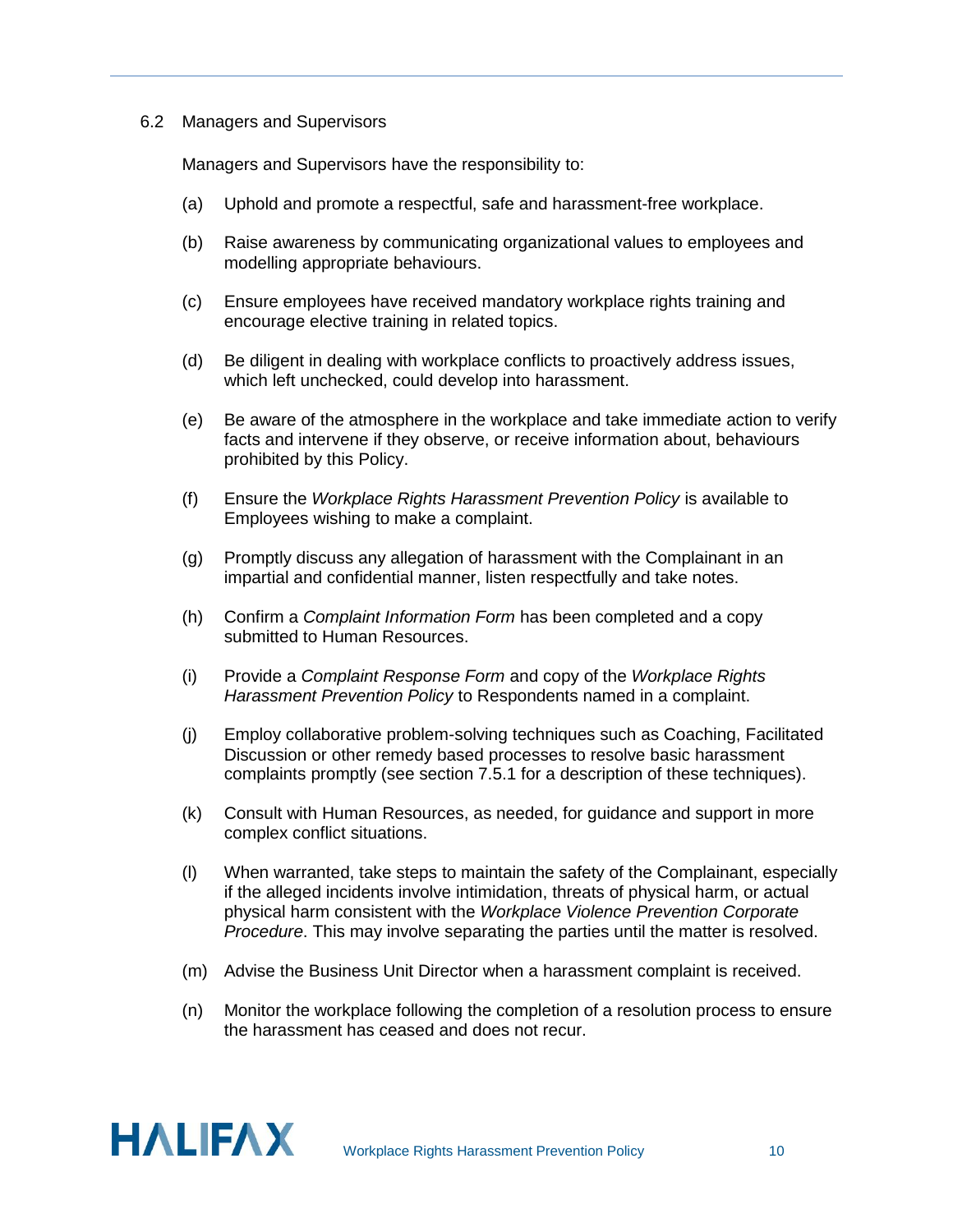### 6.2 Managers and Supervisors

Managers and Supervisors have the responsibility to:

(a) Uphold and promote a respectful, safe and harassment-free workplace.

(b) Raise awareness by communicating organizational values to employees and modelling appropriate behaviours.

(c) Ensure employees have received mandatory workplace rights training and encourage elective training in related topics.

(d) Be diligent in dealing with workplace conflicts to proactively address issues, which left unchecked, could develop into harassment.

(e) Be aware of the atmosphere in the workplace and take immediate action to verify facts and intervene if they observe, or receive information about, behaviours prohibited by this Policy.

(f) Ensure the *Workplace Rights Harassment Prevention Policy* is available to Employees wishing to make a complaint.

(g) Promptly discuss any allegation of harassment with the Complainant in an impartial and confidential manner, listen respectfully and take notes.

(h) Confirm a *Complaint Information Form* has been completed and a copy submitted to Human Resources.

(i) Provide a *Complaint Response Form* and copy of the *Workplace Rights Harassment Prevention Policy* to Respondents named in a complaint.

(j) Employ collaborative problem-solving techniques such as Coaching, Facilitated Discussion or other remedy based processes to resolve basic harassment complaints promptly (see section 7.5.1 for a description of these techniques).

(k) Consult with Human Resources, as needed, for guidance and support in more complex conflict situations.

(l) When warranted, take steps to maintain the safety of the Complainant, especially if the alleged incidents involve intimidation, threats of physical harm, or actual physical harm consistent with the *Workplace Violence Prevention Corporate Procedure*. This may involve separating the parties until the matter is resolved.

(m) Advise the Business Unit Director when a harassment complaint is received.

(n) Monitor the workplace following the completion of a resolution process to ensure the harassment has ceased and does not recur.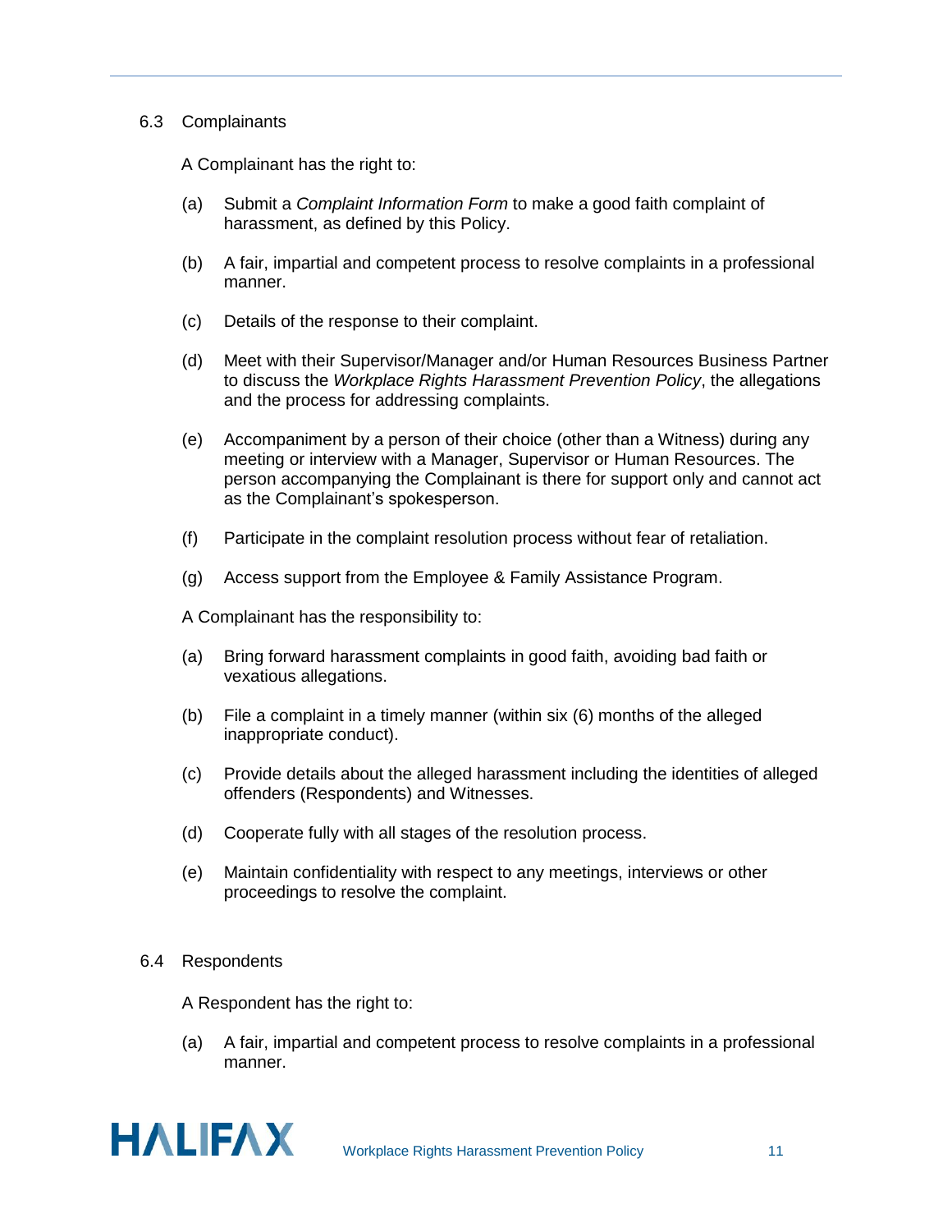### 6.3 Complainants

A Complainant has the right to:

(a) Submit a *Complaint Information Form* to make a good faith complaint of harassment, as defined by this Policy.

(b) A fair, impartial and competent process to resolve complaints in a professional manner.

(c) Details of the response to their complaint.

(d) Meet with their Supervisor/Manager and/or Human Resources Business Partner to discuss the *Workplace Rights Harassment Prevention Policy*, the allegations and the process for addressing complaints.

(e) Accompaniment by a person of their choice (other than a Witness) during any meeting or interview with a Manager, Supervisor or Human Resources. The person accompanying the Complainant is there for support only and cannot act as the Complainant's spokesperson.

(f) Participate in the complaint resolution process without fear of retaliation.

(g) Access support from the Employee & Family Assistance Program.

A Complainant has the responsibility to:

(a) Bring forward harassment complaints in good faith, avoiding bad faith or vexatious allegations.

(b) File a complaint in a timely manner (within six (6) months of the alleged inappropriate conduct).

(c) Provide details about the alleged harassment including the identities of alleged offenders (Respondents) and Witnesses.

(d) Cooperate fully with all stages of the resolution process.

(e) Maintain confidentiality with respect to any meetings, interviews or other proceedings to resolve the complaint.

### 6.4 Respondents

A Respondent has the right to:

(a) A fair, impartial and competent process to resolve complaints in a professional manner.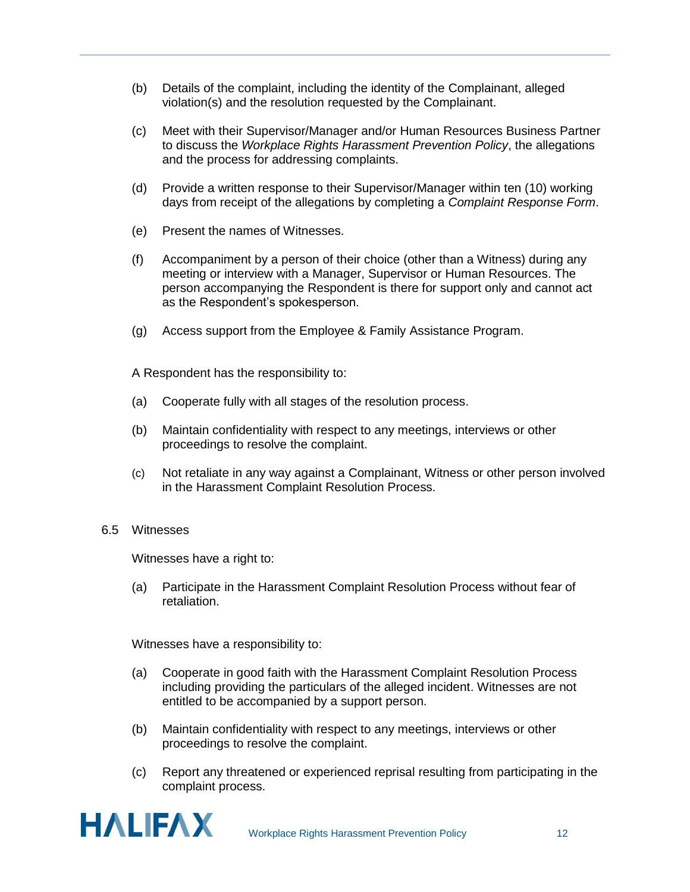(b) Details of the complaint, including the identity of the Complainant, alleged violation(s) and the resolution requested by the Complainant.

(c) Meet with their Supervisor/Manager and/or Human Resources Business Partner to discuss the *Workplace Rights Harassment Prevention Policy*, the allegations and the process for addressing complaints.

(d) Provide a written response to their Supervisor/Manager within ten (10) working days from receipt of the allegations by completing a *Complaint Response Form*.

(e) Present the names of Witnesses.

(f) Accompaniment by a person of their choice (other than a Witness) during any meeting or interview with a Manager, Supervisor or Human Resources. The person accompanying the Respondent is there for support only and cannot act as the Respondent's spokesperson.

(g) Access support from the Employee & Family Assistance Program.

A Respondent has the responsibility to:

(a) Cooperate fully with all stages of the resolution process.

(b) Maintain confidentiality with respect to any meetings, interviews or other proceedings to resolve the complaint.

(c) Not retaliate in any way against a Complainant, Witness or other person involved in the Harassment Complaint Resolution Process.

6.5 Witnesses

Witnesses have a right to:

(a) Participate in the Harassment Complaint Resolution Process without fear of retaliation.

Witnesses have a responsibility to:

(a) Cooperate in good faith with the Harassment Complaint Resolution Process including providing the particulars of the alleged incident. Witnesses are not entitled to be accompanied by a support person.

(b) Maintain confidentiality with respect to any meetings, interviews or other proceedings to resolve the complaint.

(c) Report any threatened or experienced reprisal resulting from participating in the complaint process.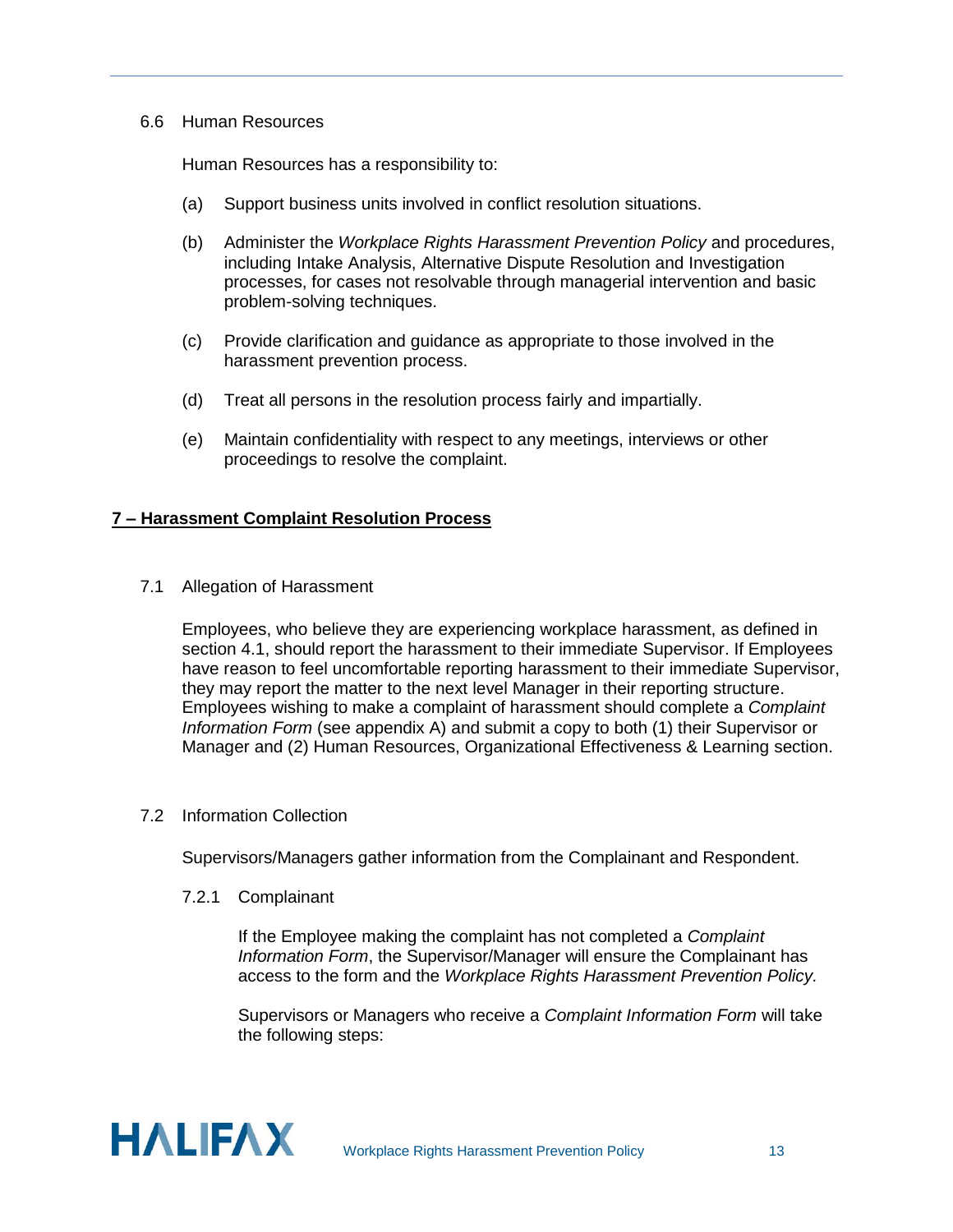### 6.6 Human Resources

Human Resources has a responsibility to:

(a) Support business units involved in conflict resolution situations.

(b) Administer the *Workplace Rights Harassment Prevention Policy* and procedures, including Intake Analysis, Alternative Dispute Resolution and Investigation processes, for cases not resolvable through managerial intervention and basic problem-solving techniques.

(c) Provide clarification and guidance as appropriate to those involved in the harassment prevention process.

(d) Treat all persons in the resolution process fairly and impartially.

(e) Maintain confidentiality with respect to any meetings, interviews or other proceedings to resolve the complaint.

## **7 – Harassment Complaint Resolution Process**

### 7.1 Allegation of Harassment

Employees, who believe they are experiencing workplace harassment, as defined in section 4.1, should report the harassment to their immediate Supervisor. If Employees have reason to feel uncomfortable reporting harassment to their immediate Supervisor, they may report the matter to the next level Manager in their reporting structure. Employees wishing to make a complaint of harassment should complete a *Complaint Information Form* (see appendix A) and submit a copy to both (1) their Supervisor or Manager and (2) Human Resources, Organizational Effectiveness & Learning section.

### 7.2 Information Collection

Supervisors/Managers gather information from the Complainant and Respondent.

#### 7.2.1 Complainant

If the Employee making the complaint has not completed a *Complaint Information Form*, the Supervisor/Manager will ensure the Complainant has access to the form and the *Workplace Rights Harassment Prevention Policy.*

Supervisors or Managers who receive a *Complaint Information Form* will take the following steps: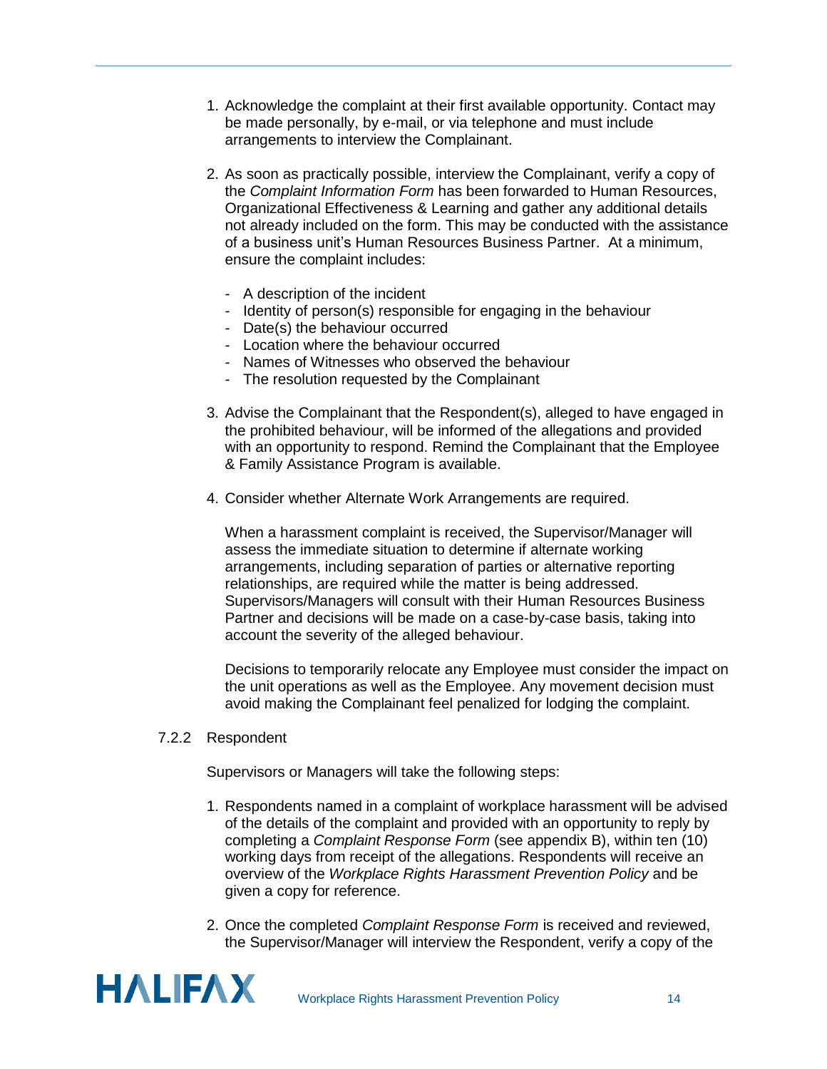1. Acknowledge the complaint at their first available opportunity. Contact may be made personally, by e-mail, or via telephone and must include arrangements to interview the Complainant.

2. As soon as practically possible, interview the Complainant, verify a copy of the *Complaint Information Form* has been forwarded to Human Resources, Organizational Effectiveness & Learning and gather any additional details not already included on the form. This may be conducted with the assistance of a business unit's Human Resources Business Partner. At a minimum, ensure the complaint includes:

   - A description of the incident
   - Identity of person(s) responsible for engaging in the behaviour
   - Date(s) the behaviour occurred
   - Location where the behaviour occurred
   - Names of Witnesses who observed the behaviour
   - The resolution requested by the Complainant

3. Advise the Complainant that the Respondent(s), alleged to have engaged in the prohibited behaviour, will be informed of the allegations and provided with an opportunity to respond. Remind the Complainant that the Employee & Family Assistance Program is available.

4. Consider whether Alternate Work Arrangements are required.

   When a harassment complaint is received, the Supervisor/Manager will assess the immediate situation to determine if alternate working arrangements, including separation of parties or alternative reporting relationships, are required while the matter is being addressed. Supervisors/Managers will consult with their Human Resources Business Partner and decisions will be made on a case-by-case basis, taking into account the severity of the alleged behaviour.

   Decisions to temporarily relocate any Employee must consider the impact on the unit operations as well as the Employee. Any movement decision must avoid making the Complainant feel penalized for lodging the complaint.

#### 7.2.2 Respondent

Supervisors or Managers will take the following steps:

1. Respondents named in a complaint of workplace harassment will be advised of the details of the complaint and provided with an opportunity to reply by completing a *Complaint Response Form* (see appendix B), within ten (10) working days from receipt of the allegations. Respondents will receive an overview of the *Workplace Rights Harassment Prevention Policy* and be given a copy for reference.

2. Once the completed *Complaint Response Form* is received and reviewed, the Supervisor/Manager will interview the Respondent, verify a copy of the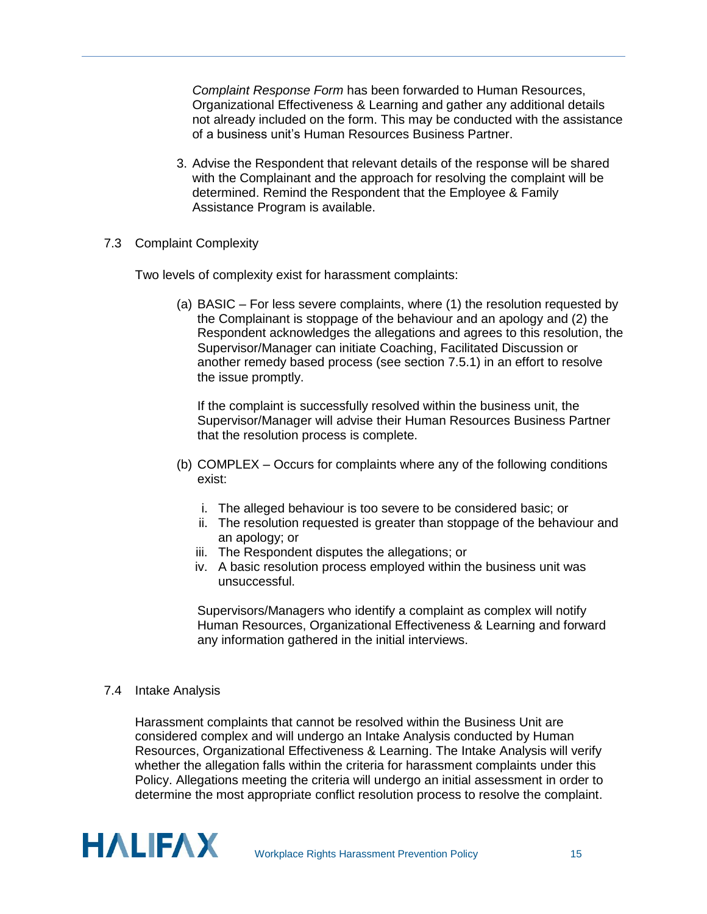*Complaint Response Form* has been forwarded to Human Resources, Organizational Effectiveness & Learning and gather any additional details not already included on the form. This may be conducted with the assistance of a business unit's Human Resources Business Partner.

3. Advise the Respondent that relevant details of the response will be shared with the Complainant and the approach for resolving the complaint will be determined. Remind the Respondent that the Employee & Family Assistance Program is available.

## 7.3 Complaint Complexity

Two levels of complexity exist for harassment complaints:

(a) BASIC – For less severe complaints, where (1) the resolution requested by the Complainant is stoppage of the behaviour and an apology and (2) the Respondent acknowledges the allegations and agrees to this resolution, the Supervisor/Manager can initiate Coaching, Facilitated Discussion or another remedy based process (see section 7.5.1) in an effort to resolve the issue promptly.

If the complaint is successfully resolved within the business unit, the Supervisor/Manager will advise their Human Resources Business Partner that the resolution process is complete.

(b) COMPLEX – Occurs for complaints where any of the following conditions exist:

i. The alleged behaviour is too severe to be considered basic; or
ii. The resolution requested is greater than stoppage of the behaviour and an apology; or
iii. The Respondent disputes the allegations; or
iv. A basic resolution process employed within the business unit was unsuccessful.

Supervisors/Managers who identify a complaint as complex will notify Human Resources, Organizational Effectiveness & Learning and forward any information gathered in the initial interviews.

## 7.4 Intake Analysis

Harassment complaints that cannot be resolved within the Business Unit are considered complex and will undergo an Intake Analysis conducted by Human Resources, Organizational Effectiveness & Learning. The Intake Analysis will verify whether the allegation falls within the criteria for harassment complaints under this Policy. Allegations meeting the criteria will undergo an initial assessment in order to determine the most appropriate conflict resolution process to resolve the complaint.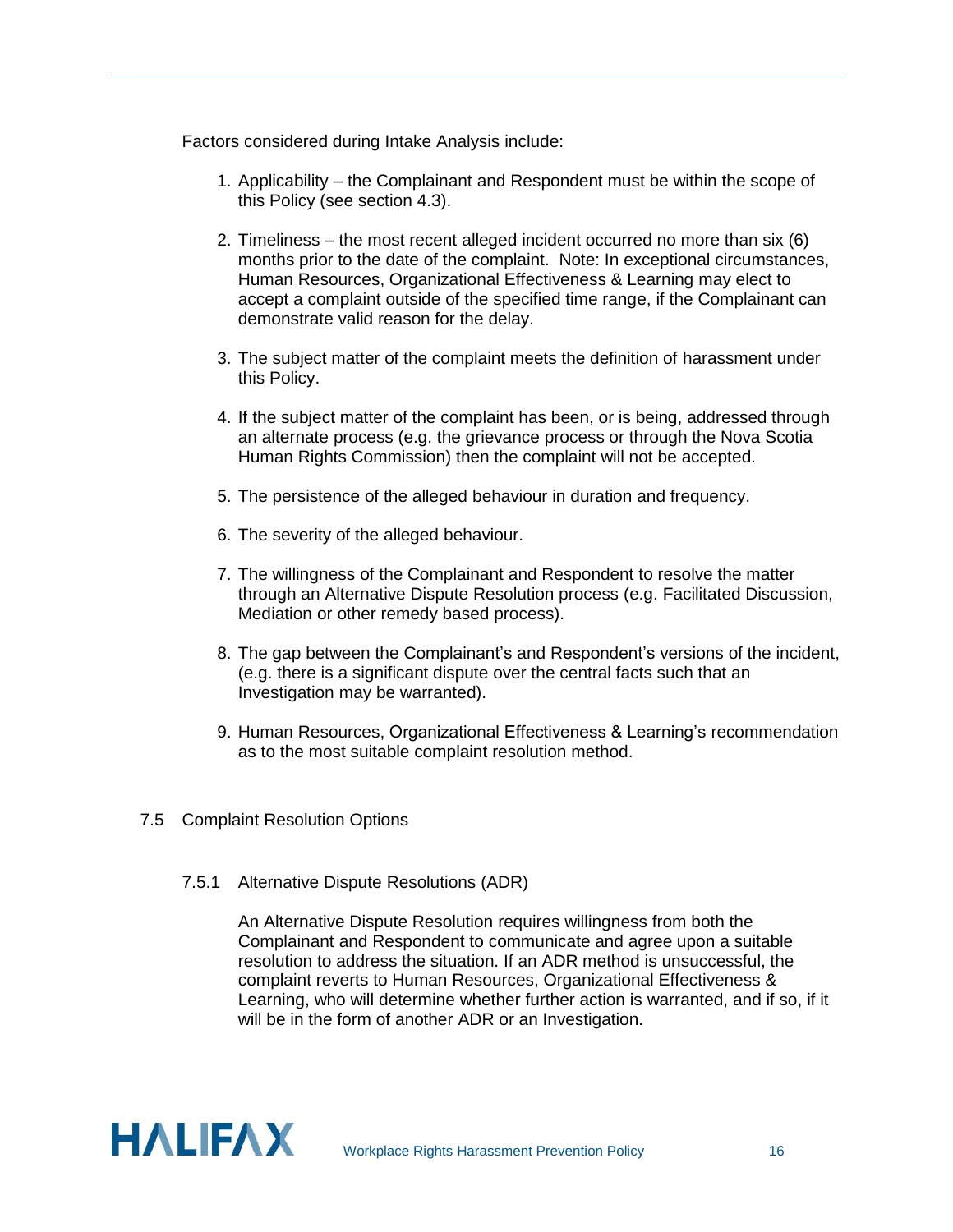Factors considered during Intake Analysis include:

1. Applicability – the Complainant and Respondent must be within the scope of this Policy (see section 4.3).

2. Timeliness – the most recent alleged incident occurred no more than six (6) months prior to the date of the complaint. Note: In exceptional circumstances, Human Resources, Organizational Effectiveness & Learning may elect to accept a complaint outside of the specified time range, if the Complainant can demonstrate valid reason for the delay.

3. The subject matter of the complaint meets the definition of harassment under this Policy.

4. If the subject matter of the complaint has been, or is being, addressed through an alternate process (e.g. the grievance process or through the Nova Scotia Human Rights Commission) then the complaint will not be accepted.

5. The persistence of the alleged behaviour in duration and frequency.

6. The severity of the alleged behaviour.

7. The willingness of the Complainant and Respondent to resolve the matter through an Alternative Dispute Resolution process (e.g. Facilitated Discussion, Mediation or other remedy based process).

8. The gap between the Complainant's and Respondent's versions of the incident, (e.g. there is a significant dispute over the central facts such that an Investigation may be warranted).

9. Human Resources, Organizational Effectiveness & Learning's recommendation as to the most suitable complaint resolution method.

## 7.5 Complaint Resolution Options

### 7.5.1 Alternative Dispute Resolutions (ADR)

An Alternative Dispute Resolution requires willingness from both the Complainant and Respondent to communicate and agree upon a suitable resolution to address the situation. If an ADR method is unsuccessful, the complaint reverts to Human Resources, Organizational Effectiveness & Learning, who will determine whether further action is warranted, and if so, if it will be in the form of another ADR or an Investigation.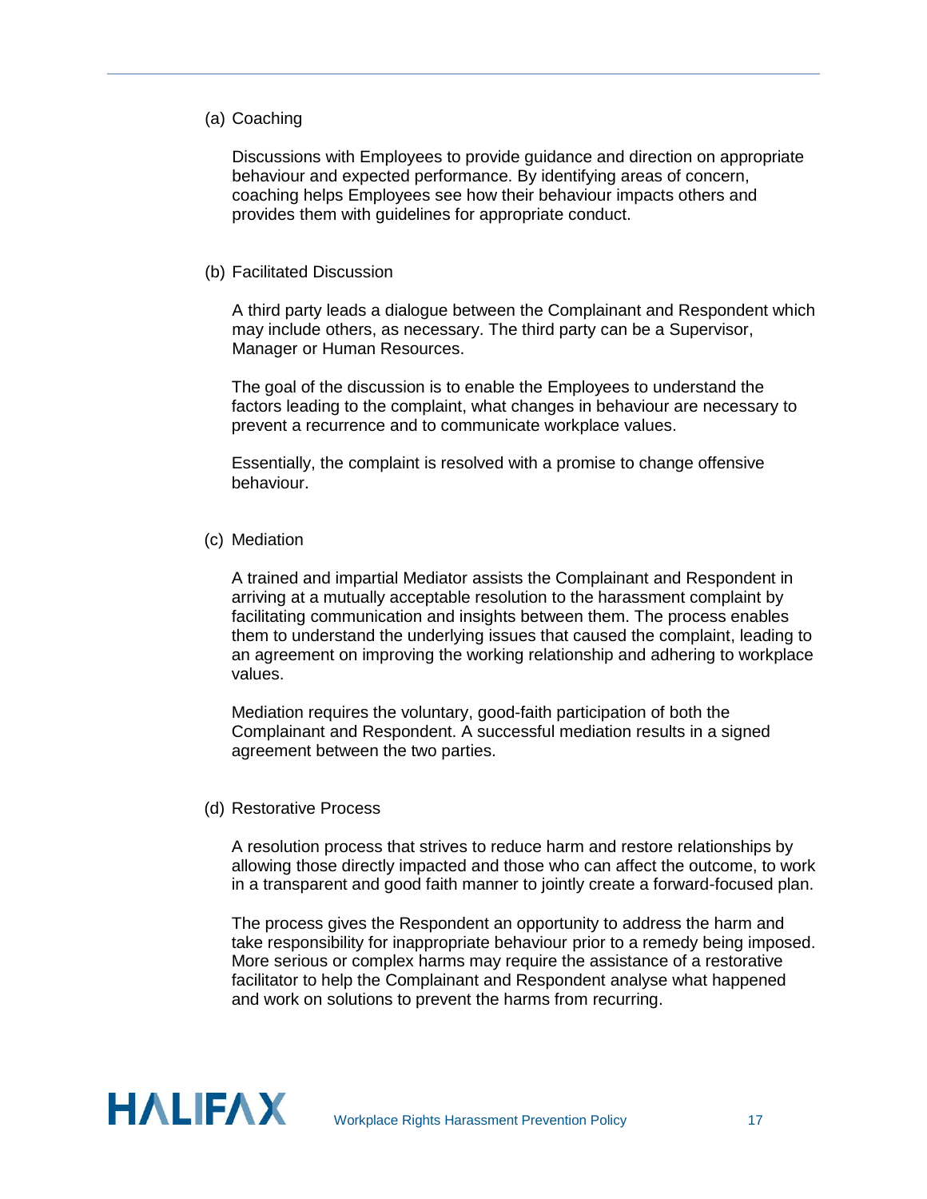(a) Coaching

Discussions with Employees to provide guidance and direction on appropriate behaviour and expected performance. By identifying areas of concern, coaching helps Employees see how their behaviour impacts others and provides them with guidelines for appropriate conduct.

(b) Facilitated Discussion

A third party leads a dialogue between the Complainant and Respondent which may include others, as necessary. The third party can be a Supervisor, Manager or Human Resources.

The goal of the discussion is to enable the Employees to understand the factors leading to the complaint, what changes in behaviour are necessary to prevent a recurrence and to communicate workplace values.

Essentially, the complaint is resolved with a promise to change offensive behaviour.

(c) Mediation

A trained and impartial Mediator assists the Complainant and Respondent in arriving at a mutually acceptable resolution to the harassment complaint by facilitating communication and insights between them. The process enables them to understand the underlying issues that caused the complaint, leading to an agreement on improving the working relationship and adhering to workplace values.

Mediation requires the voluntary, good-faith participation of both the Complainant and Respondent. A successful mediation results in a signed agreement between the two parties.

(d) Restorative Process

A resolution process that strives to reduce harm and restore relationships by allowing those directly impacted and those who can affect the outcome, to work in a transparent and good faith manner to jointly create a forward-focused plan.

The process gives the Respondent an opportunity to address the harm and take responsibility for inappropriate behaviour prior to a remedy being imposed. More serious or complex harms may require the assistance of a restorative facilitator to help the Complainant and Respondent analyse what happened and work on solutions to prevent the harms from recurring.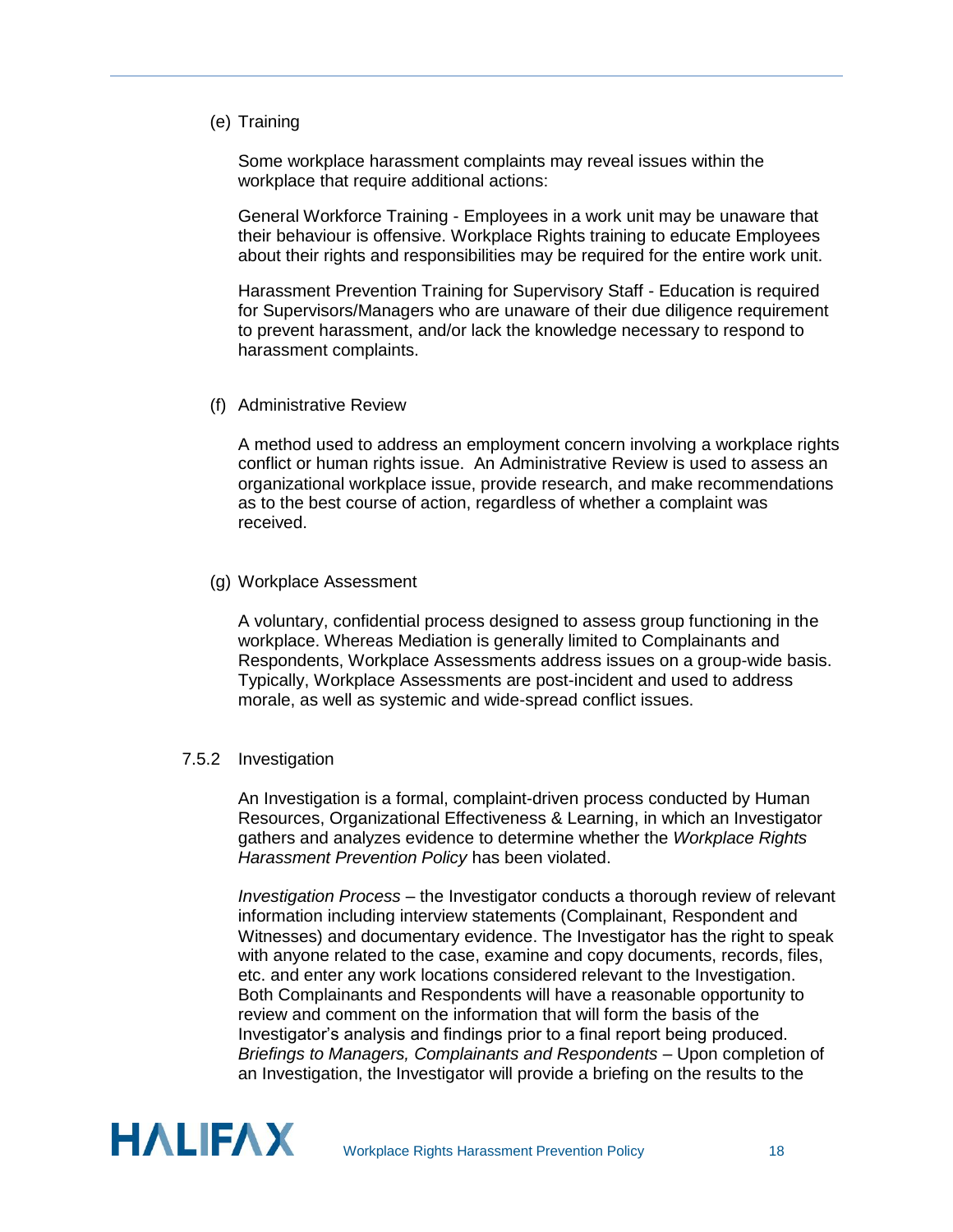(e) Training

Some workplace harassment complaints may reveal issues within the workplace that require additional actions:

General Workforce Training - Employees in a work unit may be unaware that their behaviour is offensive. Workplace Rights training to educate Employees about their rights and responsibilities may be required for the entire work unit.

Harassment Prevention Training for Supervisory Staff - Education is required for Supervisors/Managers who are unaware of their due diligence requirement to prevent harassment, and/or lack the knowledge necessary to respond to harassment complaints.

(f) Administrative Review

A method used to address an employment concern involving a workplace rights conflict or human rights issue. An Administrative Review is used to assess an organizational workplace issue, provide research, and make recommendations as to the best course of action, regardless of whether a complaint was received.

(g) Workplace Assessment

A voluntary, confidential process designed to assess group functioning in the workplace. Whereas Mediation is generally limited to Complainants and Respondents, Workplace Assessments address issues on a group-wide basis. Typically, Workplace Assessments are post-incident and used to address morale, as well as systemic and wide-spread conflict issues.

### 7.5.2 Investigation

An Investigation is a formal, complaint-driven process conducted by Human Resources, Organizational Effectiveness & Learning, in which an Investigator gathers and analyzes evidence to determine whether the *Workplace Rights Harassment Prevention Policy* has been violated.

*Investigation Process* – the Investigator conducts a thorough review of relevant information including interview statements (Complainant, Respondent and Witnesses) and documentary evidence. The Investigator has the right to speak with anyone related to the case, examine and copy documents, records, files, etc. and enter any work locations considered relevant to the Investigation. Both Complainants and Respondents will have a reasonable opportunity to review and comment on the information that will form the basis of the Investigator's analysis and findings prior to a final report being produced.
*Briefings to Managers, Complainants and Respondents* – Upon completion of an Investigation, the Investigator will provide a briefing on the results to the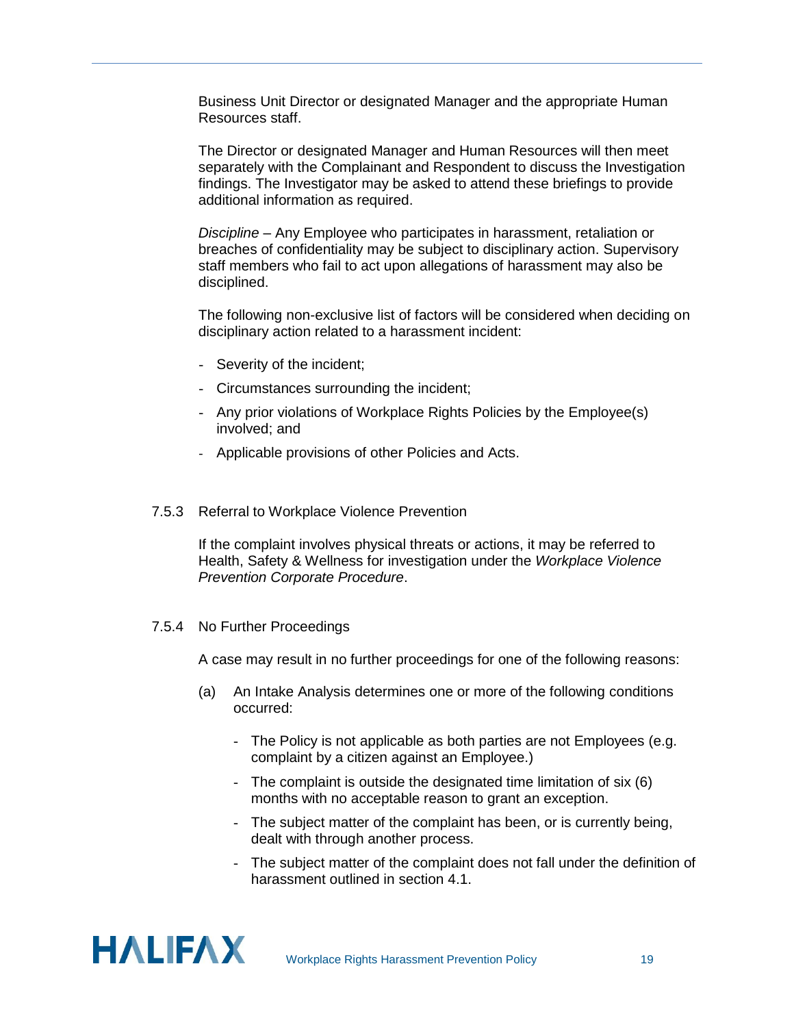Business Unit Director or designated Manager and the appropriate Human Resources staff.

The Director or designated Manager and Human Resources will then meet separately with the Complainant and Respondent to discuss the Investigation findings. The Investigator may be asked to attend these briefings to provide additional information as required.

*Discipline* – Any Employee who participates in harassment, retaliation or breaches of confidentiality may be subject to disciplinary action. Supervisory staff members who fail to act upon allegations of harassment may also be disciplined.

The following non-exclusive list of factors will be considered when deciding on disciplinary action related to a harassment incident:

- Severity of the incident;
- Circumstances surrounding the incident;
- Any prior violations of Workplace Rights Policies by the Employee(s) involved; and
- Applicable provisions of other Policies and Acts.

### 7.5.3 Referral to Workplace Violence Prevention

If the complaint involves physical threats or actions, it may be referred to Health, Safety & Wellness for investigation under the *Workplace Violence Prevention Corporate Procedure*.

### 7.5.4 No Further Proceedings

A case may result in no further proceedings for one of the following reasons:

(a) An Intake Analysis determines one or more of the following conditions occurred:

- The Policy is not applicable as both parties are not Employees (e.g. complaint by a citizen against an Employee.)
- The complaint is outside the designated time limitation of six (6) months with no acceptable reason to grant an exception.
- The subject matter of the complaint has been, or is currently being, dealt with through another process.
- The subject matter of the complaint does not fall under the definition of harassment outlined in section 4.1.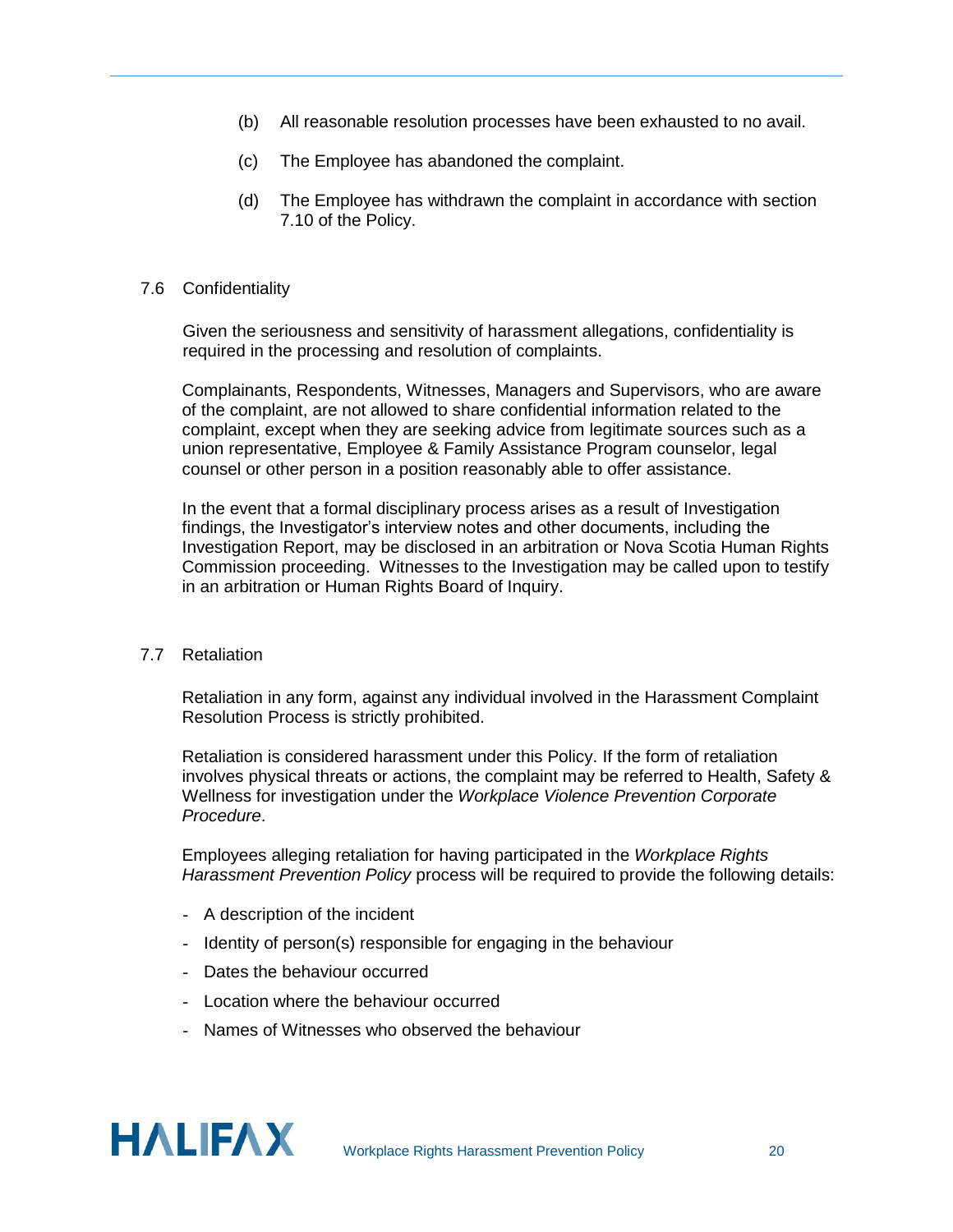(b) All reasonable resolution processes have been exhausted to no avail.

(c) The Employee has abandoned the complaint.

(d) The Employee has withdrawn the complaint in accordance with section 7.10 of the Policy.

### 7.6 Confidentiality

Given the seriousness and sensitivity of harassment allegations, confidentiality is required in the processing and resolution of complaints.

Complainants, Respondents, Witnesses, Managers and Supervisors, who are aware of the complaint, are not allowed to share confidential information related to the complaint, except when they are seeking advice from legitimate sources such as a union representative, Employee & Family Assistance Program counselor, legal counsel or other person in a position reasonably able to offer assistance.

In the event that a formal disciplinary process arises as a result of Investigation findings, the Investigator's interview notes and other documents, including the Investigation Report, may be disclosed in an arbitration or Nova Scotia Human Rights Commission proceeding. Witnesses to the Investigation may be called upon to testify in an arbitration or Human Rights Board of Inquiry.

### 7.7 Retaliation

Retaliation in any form, against any individual involved in the Harassment Complaint Resolution Process is strictly prohibited.

Retaliation is considered harassment under this Policy. If the form of retaliation involves physical threats or actions, the complaint may be referred to Health, Safety & Wellness for investigation under the *Workplace Violence Prevention Corporate Procedure*.

Employees alleging retaliation for having participated in the *Workplace Rights Harassment Prevention Policy* process will be required to provide the following details:

- A description of the incident
- Identity of person(s) responsible for engaging in the behaviour
- Dates the behaviour occurred
- Location where the behaviour occurred
- Names of Witnesses who observed the behaviour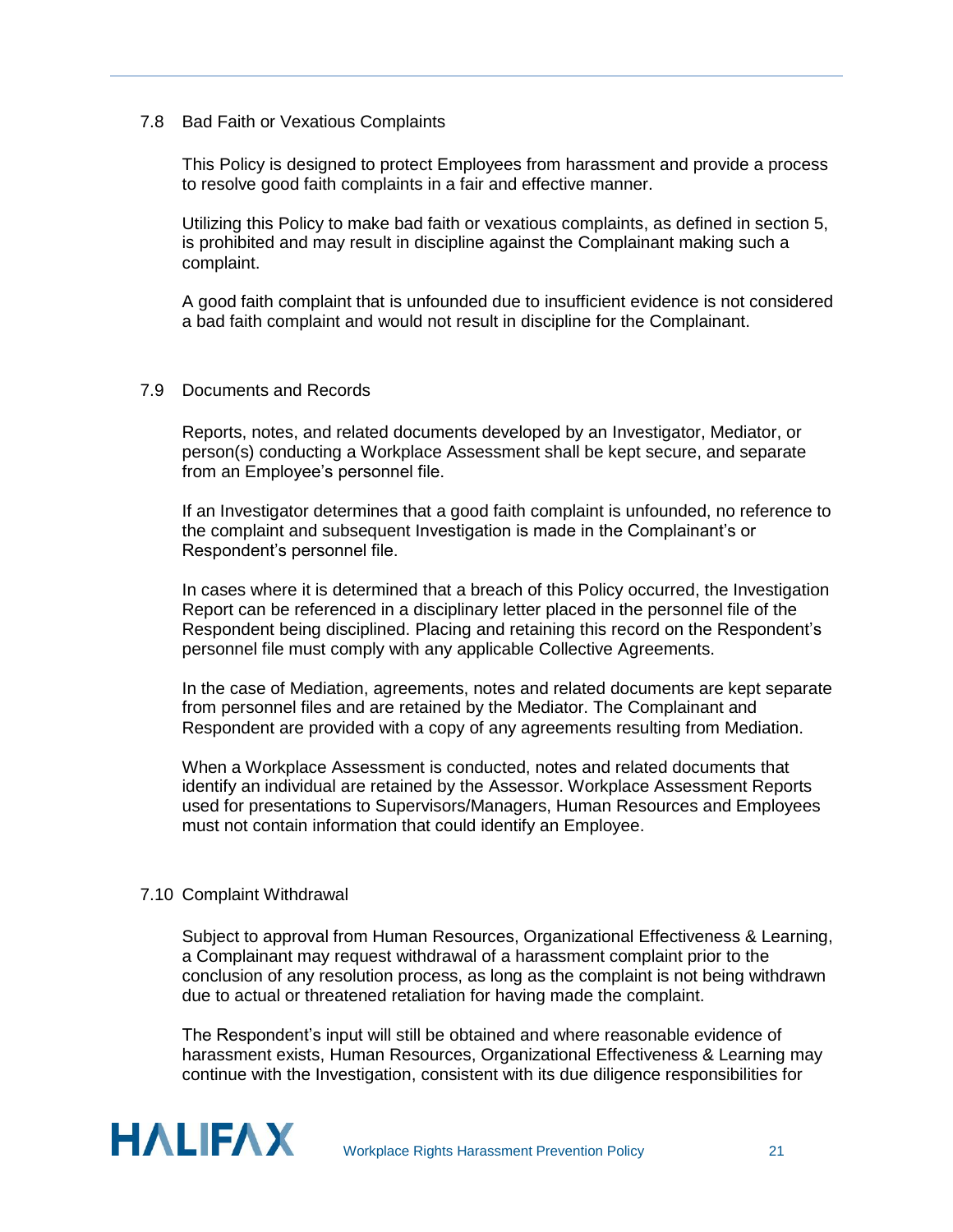### 7.8 Bad Faith or Vexatious Complaints

This Policy is designed to protect Employees from harassment and provide a process to resolve good faith complaints in a fair and effective manner.

Utilizing this Policy to make bad faith or vexatious complaints, as defined in section 5, is prohibited and may result in discipline against the Complainant making such a complaint.

A good faith complaint that is unfounded due to insufficient evidence is not considered a bad faith complaint and would not result in discipline for the Complainant.

### 7.9 Documents and Records

Reports, notes, and related documents developed by an Investigator, Mediator, or person(s) conducting a Workplace Assessment shall be kept secure, and separate from an Employee's personnel file.

If an Investigator determines that a good faith complaint is unfounded, no reference to the complaint and subsequent Investigation is made in the Complainant's or Respondent's personnel file.

In cases where it is determined that a breach of this Policy occurred, the Investigation Report can be referenced in a disciplinary letter placed in the personnel file of the Respondent being disciplined. Placing and retaining this record on the Respondent's personnel file must comply with any applicable Collective Agreements.

In the case of Mediation, agreements, notes and related documents are kept separate from personnel files and are retained by the Mediator. The Complainant and Respondent are provided with a copy of any agreements resulting from Mediation.

When a Workplace Assessment is conducted, notes and related documents that identify an individual are retained by the Assessor. Workplace Assessment Reports used for presentations to Supervisors/Managers, Human Resources and Employees must not contain information that could identify an Employee.

### 7.10 Complaint Withdrawal

Subject to approval from Human Resources, Organizational Effectiveness & Learning, a Complainant may request withdrawal of a harassment complaint prior to the conclusion of any resolution process, as long as the complaint is not being withdrawn due to actual or threatened retaliation for having made the complaint.

The Respondent's input will still be obtained and where reasonable evidence of harassment exists, Human Resources, Organizational Effectiveness & Learning may continue with the Investigation, consistent with its due diligence responsibilities for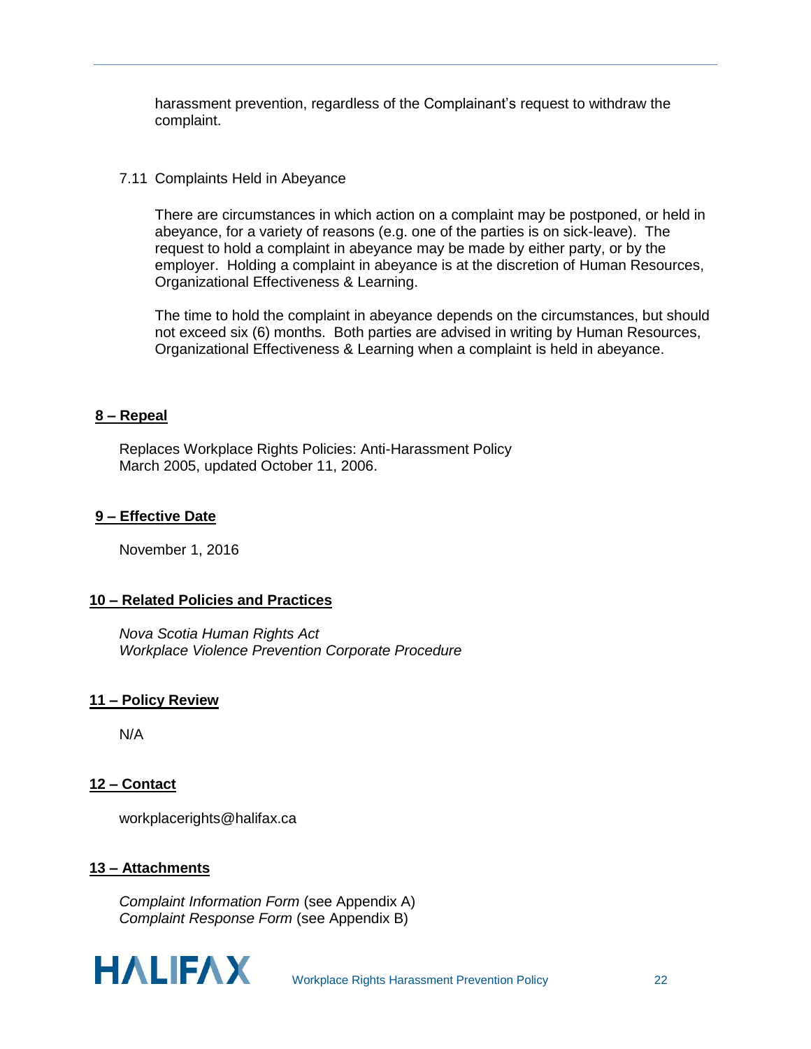harassment prevention, regardless of the Complainant's request to withdraw the complaint.

### 7.11 Complaints Held in Abeyance

There are circumstances in which action on a complaint may be postponed, or held in abeyance, for a variety of reasons (e.g. one of the parties is on sick-leave). The request to hold a complaint in abeyance may be made by either party, or by the employer. Holding a complaint in abeyance is at the discretion of Human Resources, Organizational Effectiveness & Learning.

The time to hold the complaint in abeyance depends on the circumstances, but should not exceed six (6) months. Both parties are advised in writing by Human Resources, Organizational Effectiveness & Learning when a complaint is held in abeyance.

## 8 – Repeal

Replaces Workplace Rights Policies: Anti-Harassment Policy
March 2005, updated October 11, 2006.

## 9 – Effective Date

November 1, 2016

## 10 – Related Policies and Practices

*Nova Scotia Human Rights Act*
*Workplace Violence Prevention Corporate Procedure*

## 11 – Policy Review

N/A

## 12 – Contact

workplacerights@halifax.ca

## 13 – Attachments

*Complaint Information Form* (see Appendix A)
*Complaint Response Form* (see Appendix B)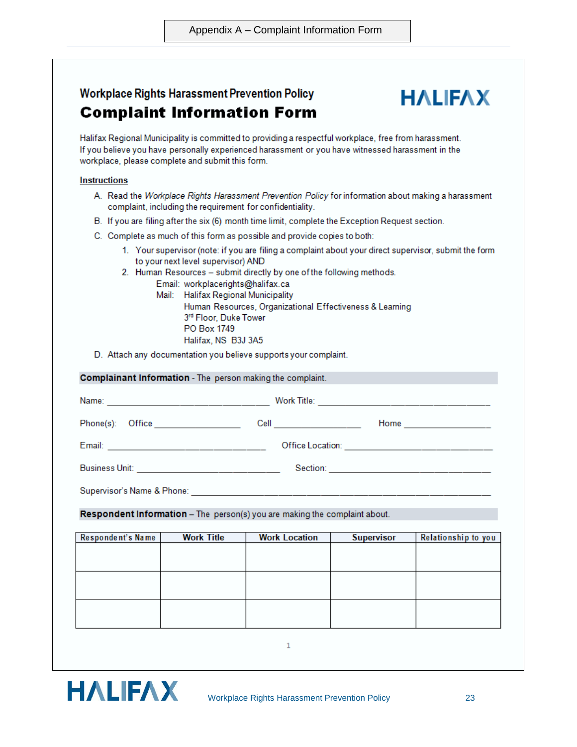Appendix A – Complaint Information Form

Workplace Rights Harassment Prevention Policy

# Complaint Information Form

HALIFAX

Halifax Regional Municipality is committed to providing a respectful workplace, free from harassment. If you believe you have personally experienced harassment or you have witnessed harassment in the workplace, please complete and submit this form.

**Instructions**

A. Read the *Workplace Rights Harassment Prevention Policy* for information about making a harassment complaint, including the requirement for confidentiality.

B. If you are filing after the six (6) month time limit, complete the Exception Request section.

C. Complete as much of this form as possible and provide copies to both:

1. Your supervisor (note: if you are filing a complaint about your direct supervisor, submit the form to your next level supervisor) AND
2. Human Resources – submit directly by one of the following methods.

   Email: workplacerights@halifax.ca

   Mail: Halifax Regional Municipality
   Human Resources, Organizational Effectiveness & Learning
   3rd Floor, Duke Tower
   PO Box 1749
   Halifax, NS B3J 3A5

D. Attach any documentation you believe supports your complaint.

**Complainant Information** - The person making the complaint.

Name: ______________________________ Work Title: ______________________________

Phone(s): Office ________________ Cell ________________ Home ________________

Email: ______________________________ Office Location: ______________________________

Business Unit: ___________________________ Section: ______________________________

Supervisor's Name & Phone: ____________________________________________________

**Respondent Information** – The person(s) you are making the complaint about.

| Respondent's Name | Work Title | Work Location | Supervisor | Relationship to you |
| --- | --- | --- | --- | --- |
| | | | | |
| | | | | |
| | | | | |

1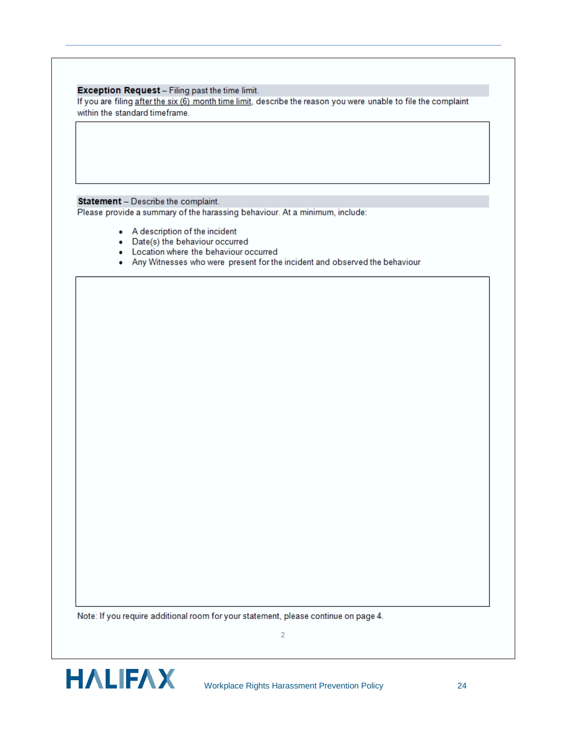**Exception Request** – Filing past the time limit.

If you are filing after the six (6) month time limit, describe the reason you were unable to file the complaint within the standard timeframe.

|  |
|---|
|  |

**Statement** – Describe the complaint.

Please provide a summary of the harassing behaviour. At a minimum, include:

- A description of the incident
- Date(s) the behaviour occurred
- Location where the behaviour occurred
- Any Witnesses who were present for the incident and observed the behaviour

|  |
|---|
|  |

Note: If you require additional room for your statement, please continue on page 4.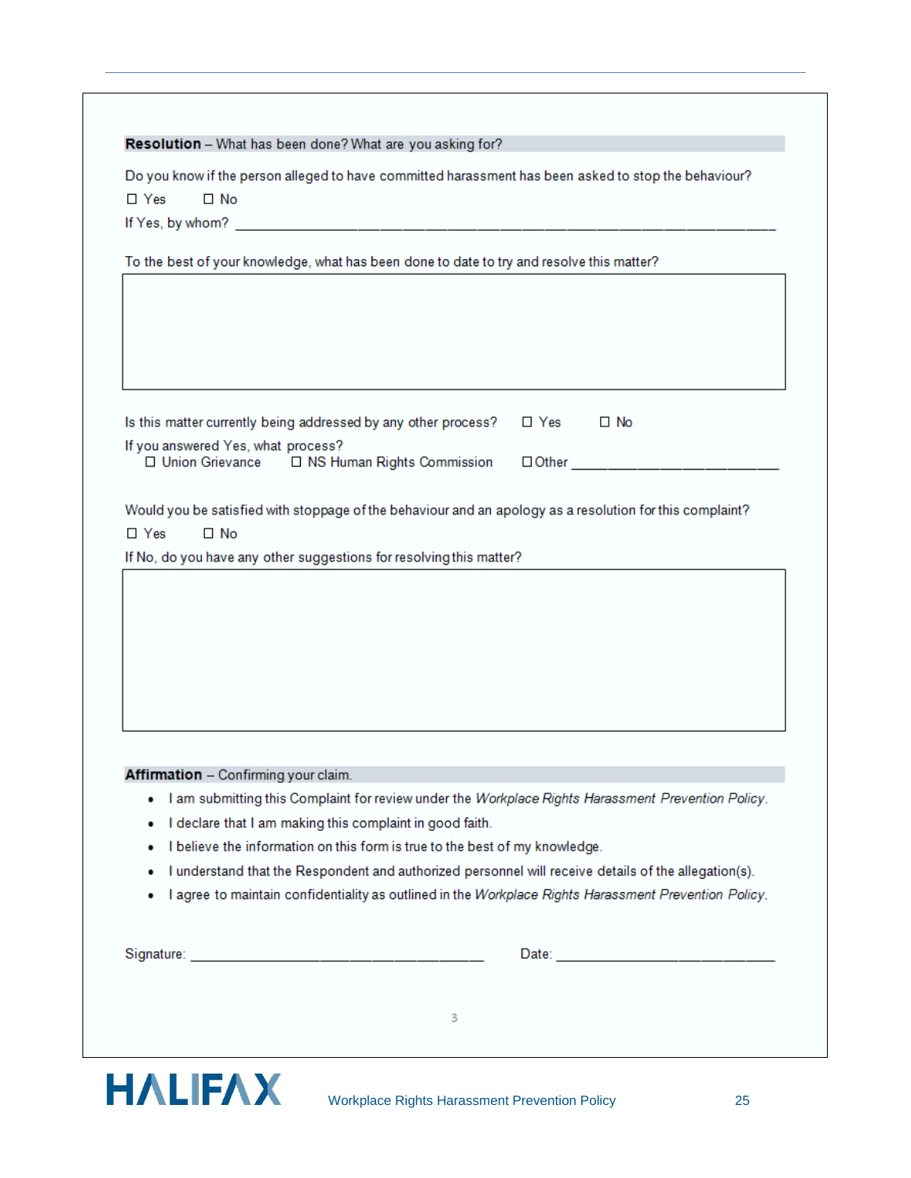**Resolution** – What has been done? What are you asking for?

Do you know if the person alleged to have committed harassment has been asked to stop the behaviour?

☐ Yes ☐ No

If Yes, by whom? ____________________________________________________________

To the best of your knowledge, what has been done to date to try and resolve this matter?

| |
|---|
| |

Is this matter currently being addressed by any other process? ☐ Yes ☐ No

If you answered Yes, what process?

☐ Union Grievance ☐ NS Human Rights Commission ☐ Other ________________________

Would you be satisfied with stoppage of the behaviour and an apology as a resolution for this complaint?

☐ Yes ☐ No

If No, do you have any other suggestions for resolving this matter?

| |
|---|
| |

**Affirmation** – Confirming your claim.

- I am submitting this Complaint for review under the *Workplace Rights Harassment Prevention Policy*.
- I declare that I am making this complaint in good faith.
- I believe the information on this form is true to the best of my knowledge.
- I understand that the Respondent and authorized personnel will receive details of the allegation(s).
- I agree to maintain confidentiality as outlined in the *Workplace Rights Harassment Prevention Policy*.

Signature: ______________________________ Date: ______________________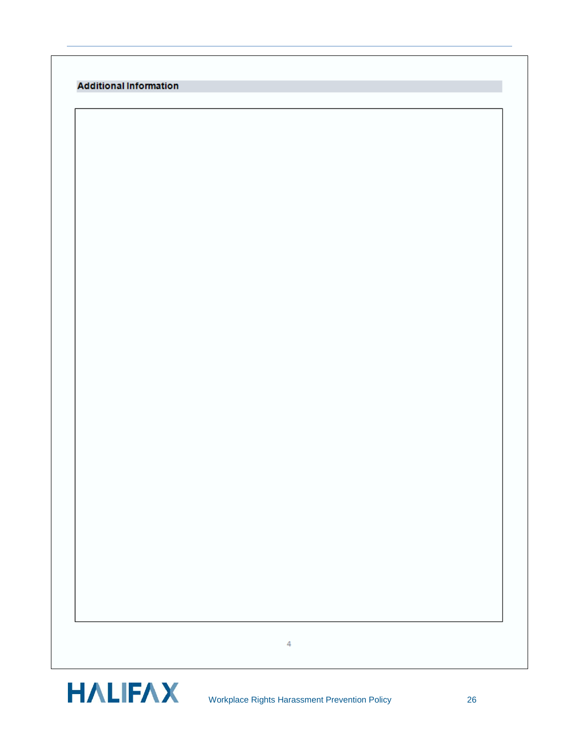## Additional Information

| |
|---|
| |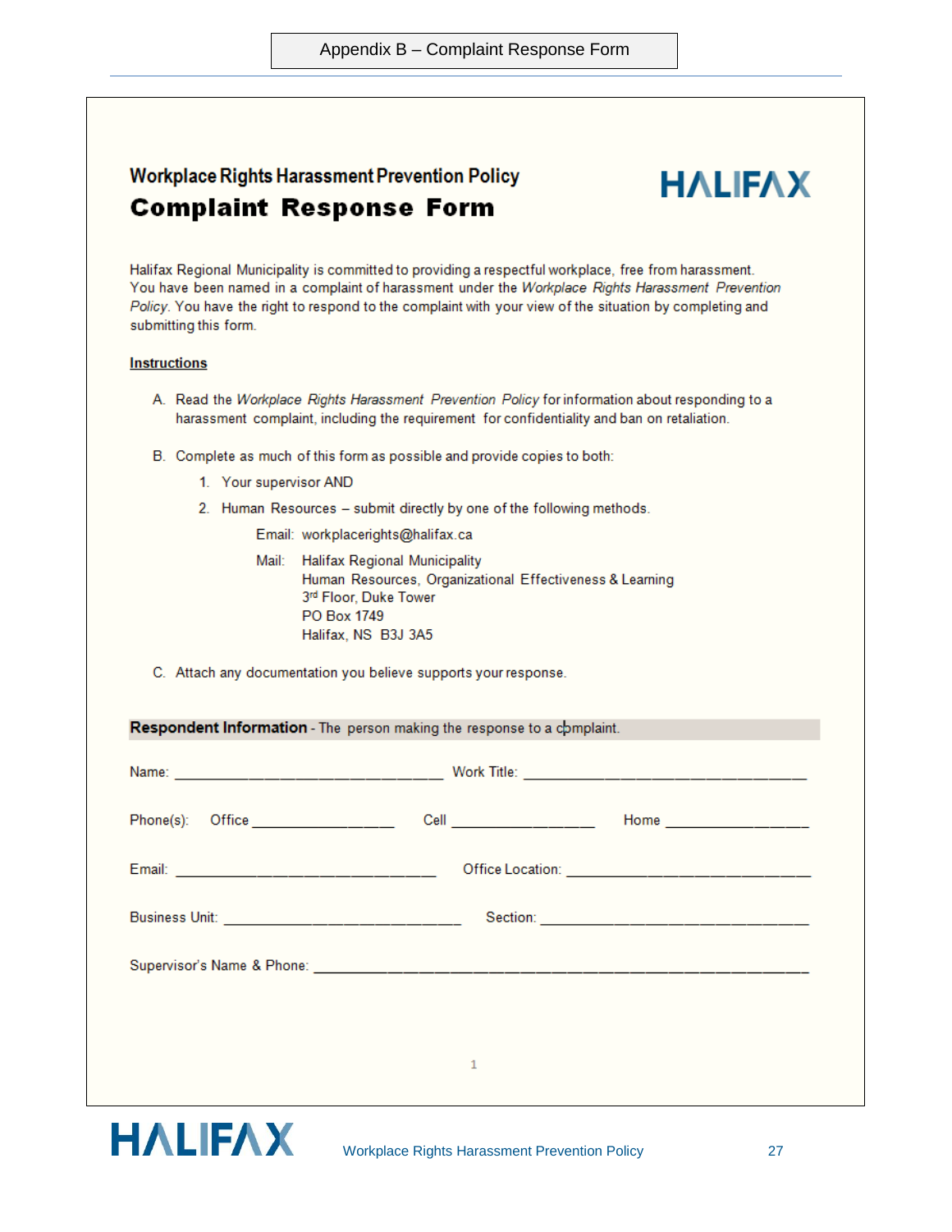Appendix B – Complaint Response Form

## Workplace Rights Harassment Prevention Policy

# Complaint Response Form

HALIFAX

Halifax Regional Municipality is committed to providing a respectful workplace, free from harassment. You have been named in a complaint of harassment under the *Workplace Rights Harassment Prevention Policy*. You have the right to respond to the complaint with your view of the situation by completing and submitting this form.

**Instructions**

A. Read the *Workplace Rights Harassment Prevention Policy* for information about responding to a harassment complaint, including the requirement for confidentiality and ban on retaliation.

B. Complete as much of this form as possible and provide copies to both:

1. Your supervisor AND
2. Human Resources – submit directly by one of the following methods.

   Email: workplacerights@halifax.ca

   Mail: Halifax Regional Municipality
   Human Resources, Organizational Effectiveness & Learning
   3rd Floor, Duke Tower
   PO Box 1749
   Halifax, NS B3J 3A5

C. Attach any documentation you believe supports your response.

**Respondent Information** - The person making the response to a complaint.

Name: ______________________________ Work Title: ______________________________

Phone(s): Office ________________ Cell ________________ Home ________________

Email: ______________________________ Office Location: ______________________________

Business Unit: ______________________________ Section: ______________________________

Supervisor's Name & Phone: ______________________________________________________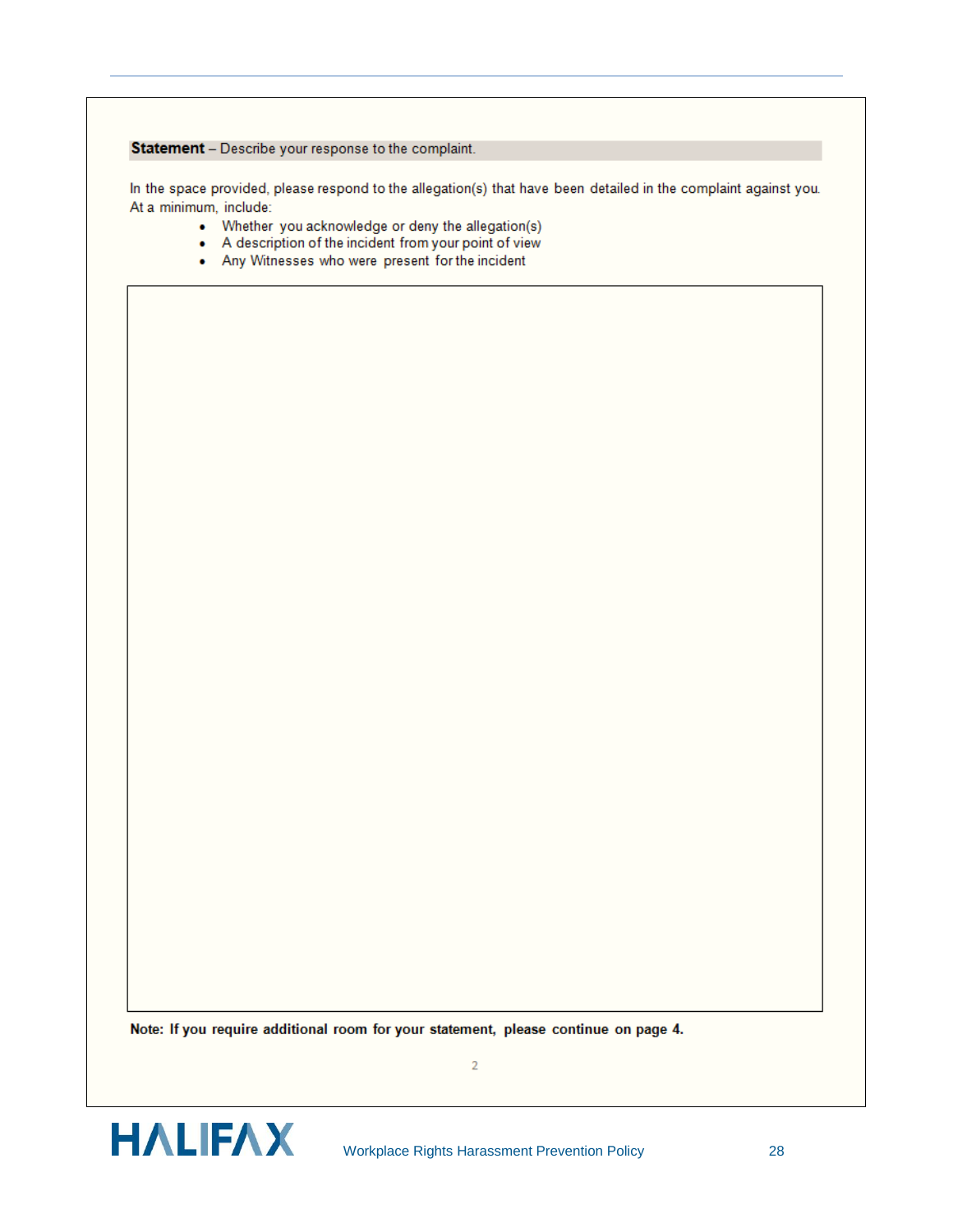**Statement** – Describe your response to the complaint.

In the space provided, please respond to the allegation(s) that have been detailed in the complaint against you. At a minimum, include:

- Whether you acknowledge or deny the allegation(s)
- A description of the incident from your point of view
- Any Witnesses who were present for the incident

**Note: If you require additional room for your statement, please continue on page 4.**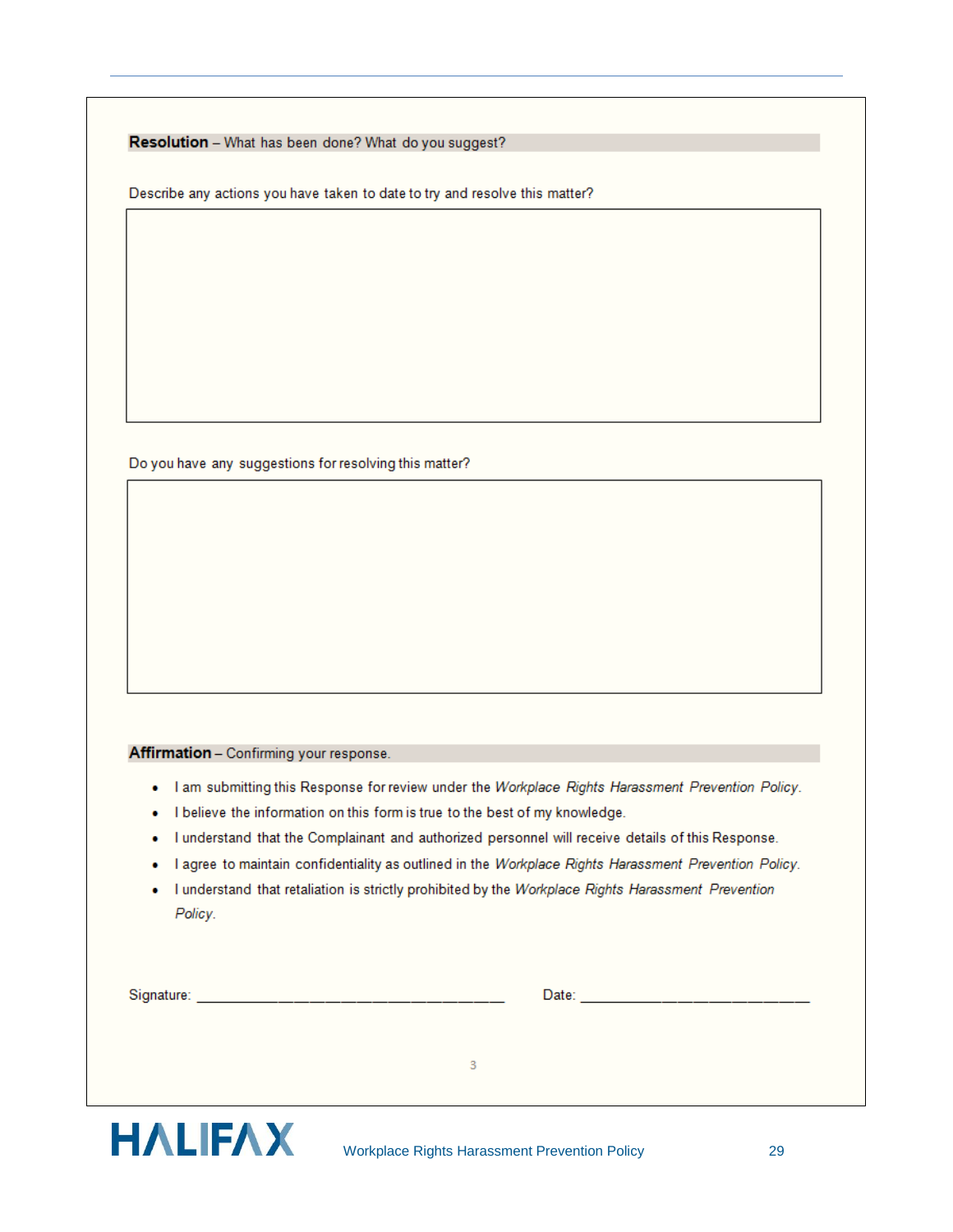**Resolution** – What has been done? What do you suggest?

Describe any actions you have taken to date to try and resolve this matter?

Do you have any suggestions for resolving this matter?

**Affirmation** – Confirming your response.

- I am submitting this Response for review under the *Workplace Rights Harassment Prevention Policy*.
- I believe the information on this form is true to the best of my knowledge.
- I understand that the Complainant and authorized personnel will receive details of this Response.
- I agree to maintain confidentiality as outlined in the *Workplace Rights Harassment Prevention Policy*.
- I understand that retaliation is strictly prohibited by the *Workplace Rights Harassment Prevention Policy*.

Signature: ______________________________ Date: ______________________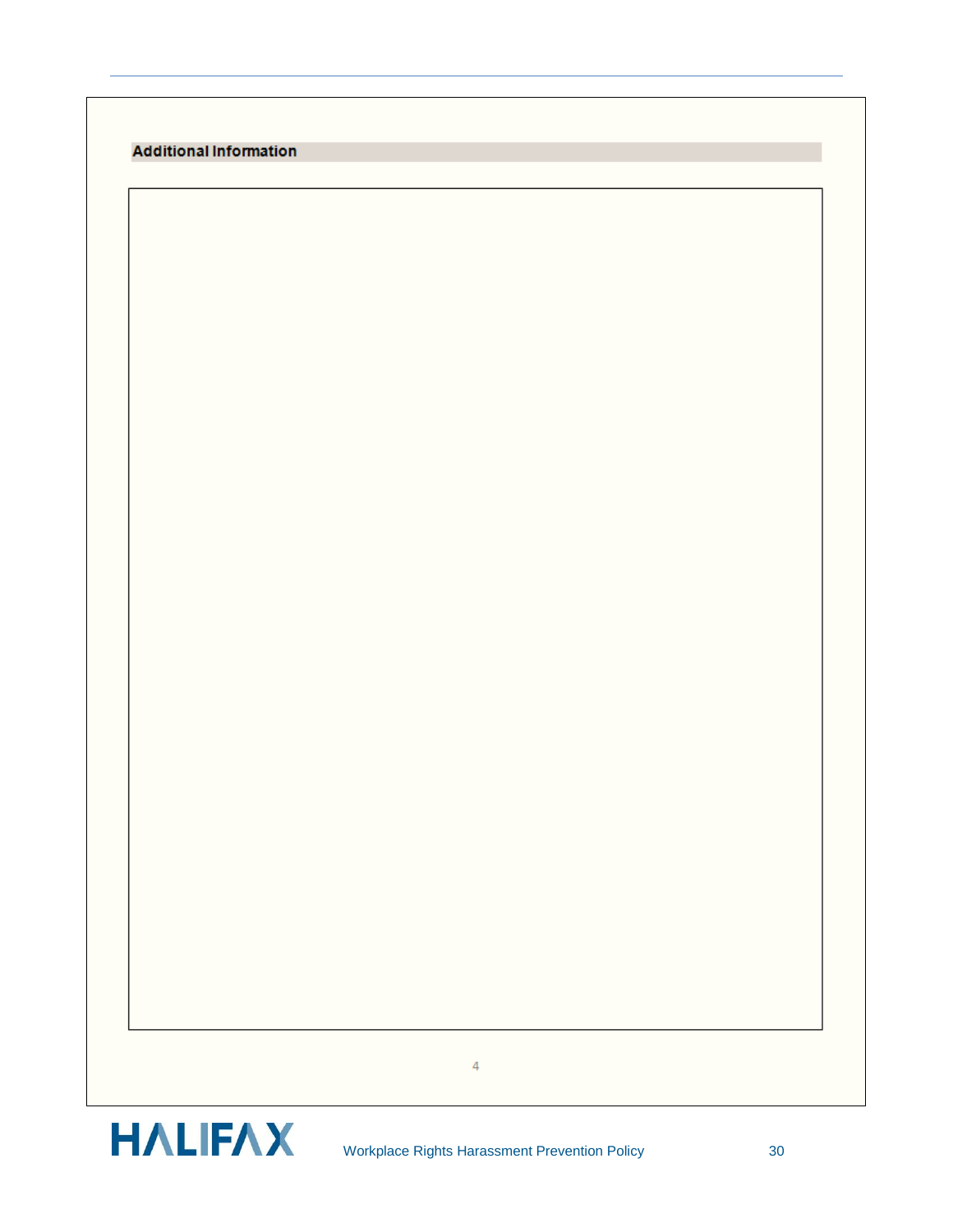## Additional Information